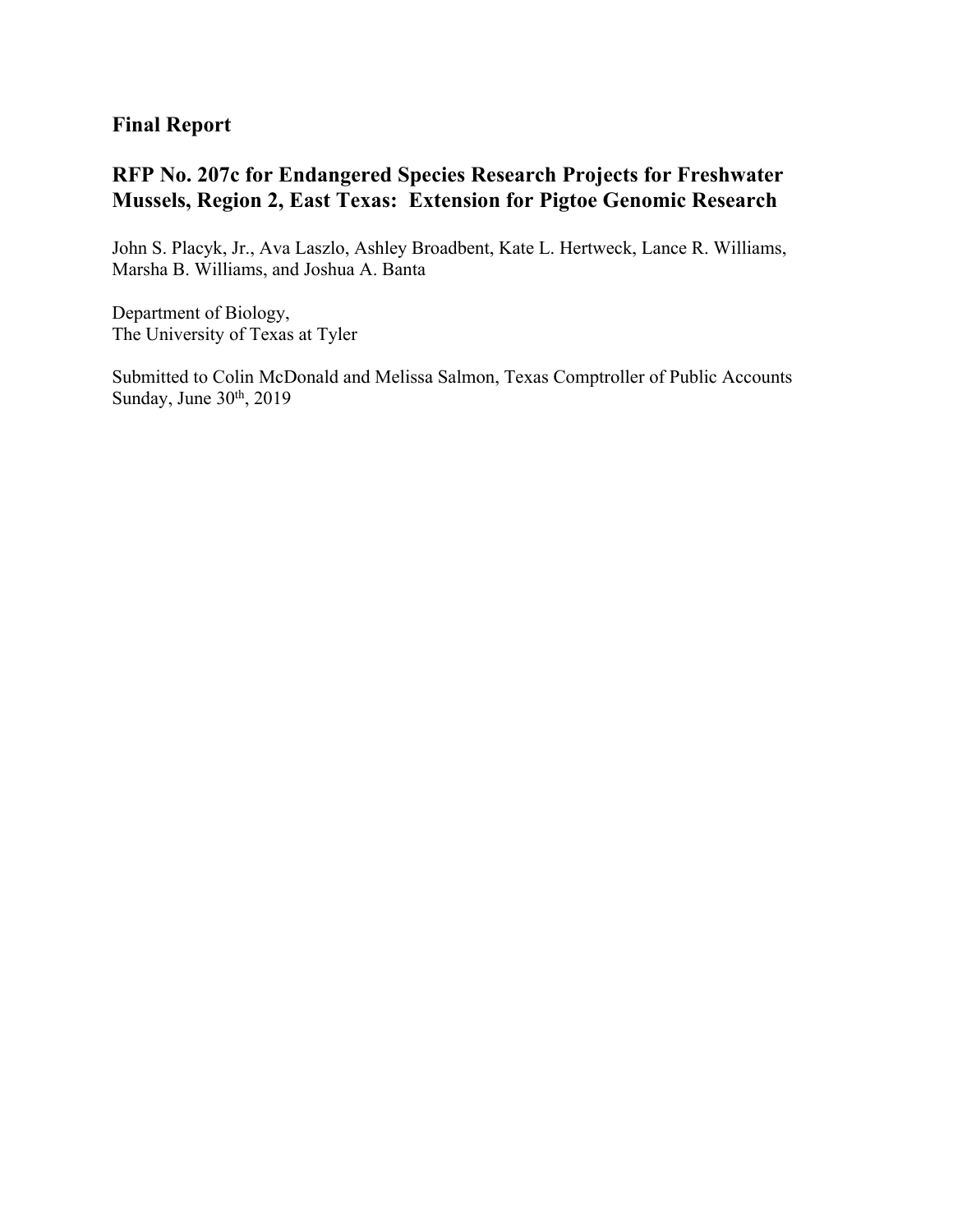## Final Report

## RFP No. 207c for Endangered Species Research Projects for Freshwater Mussels, Region 2, East Texas: Extension for Pigtoe Genomic Research

John S. Placyk, Jr., Ava Laszlo, Ashley Broadbent, Kate L. Hertweck, Lance R. Williams, Marsha B. Williams, and Joshua A. Banta

Department of Biology,
The University of Texas at Tyler

Submitted to Colin McDonald and Melissa Salmon, Texas Comptroller of Public Accounts
Sunday, June 30th, 2019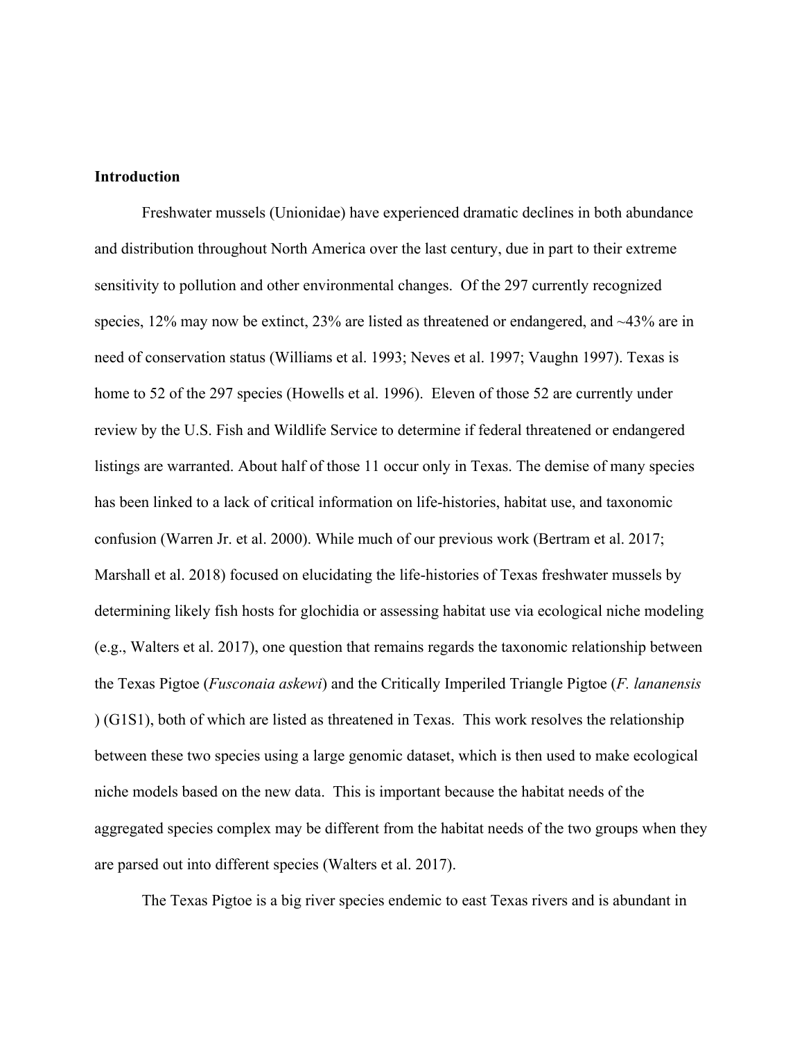**Introduction**

Freshwater mussels (Unionidae) have experienced dramatic declines in both abundance and distribution throughout North America over the last century, due in part to their extreme sensitivity to pollution and other environmental changes. Of the 297 currently recognized species, 12% may now be extinct, 23% are listed as threatened or endangered, and ~43% are in need of conservation status (Williams et al. 1993; Neves et al. 1997; Vaughn 1997). Texas is home to 52 of the 297 species (Howells et al. 1996). Eleven of those 52 are currently under review by the U.S. Fish and Wildlife Service to determine if federal threatened or endangered listings are warranted. About half of those 11 occur only in Texas. The demise of many species has been linked to a lack of critical information on life-histories, habitat use, and taxonomic confusion (Warren Jr. et al. 2000). While much of our previous work (Bertram et al. 2017; Marshall et al. 2018) focused on elucidating the life-histories of Texas freshwater mussels by determining likely fish hosts for glochidia or assessing habitat use via ecological niche modeling (e.g., Walters et al. 2017), one question that remains regards the taxonomic relationship between the Texas Pigtoe (*Fusconaia askewi*) and the Critically Imperiled Triangle Pigtoe (*F. lananensis* ) (G1S1), both of which are listed as threatened in Texas. This work resolves the relationship between these two species using a large genomic dataset, which is then used to make ecological niche models based on the new data. This is important because the habitat needs of the aggregated species complex may be different from the habitat needs of the two groups when they are parsed out into different species (Walters et al. 2017).

The Texas Pigtoe is a big river species endemic to east Texas rivers and is abundant in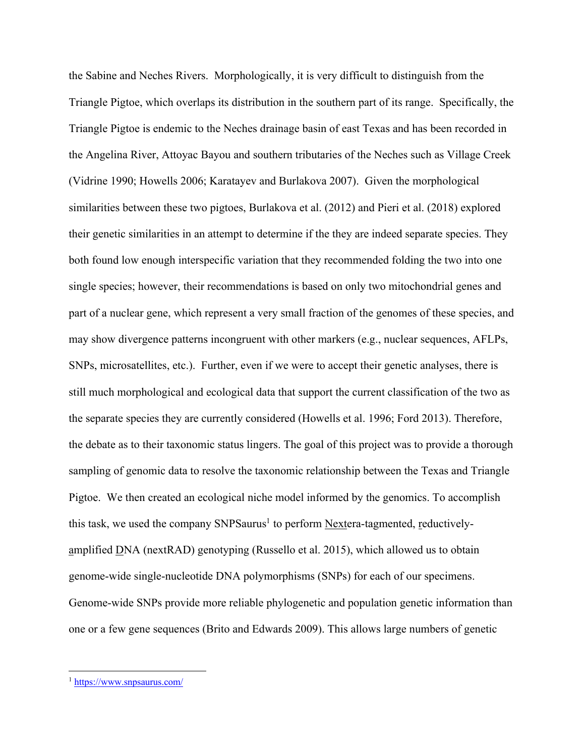the Sabine and Neches Rivers. Morphologically, it is very difficult to distinguish from the Triangle Pigtoe, which overlaps its distribution in the southern part of its range. Specifically, the Triangle Pigtoe is endemic to the Neches drainage basin of east Texas and has been recorded in the Angelina River, Attoyac Bayou and southern tributaries of the Neches such as Village Creek (Vidrine 1990; Howells 2006; Karatayev and Burlakova 2007). Given the morphological similarities between these two pigtoes, Burlakova et al. (2012) and Pieri et al. (2018) explored their genetic similarities in an attempt to determine if the they are indeed separate species. They both found low enough interspecific variation that they recommended folding the two into one single species; however, their recommendations is based on only two mitochondrial genes and part of a nuclear gene, which represent a very small fraction of the genomes of these species, and may show divergence patterns incongruent with other markers (e.g., nuclear sequences, AFLPs, SNPs, microsatellites, etc.). Further, even if we were to accept their genetic analyses, there is still much morphological and ecological data that support the current classification of the two as the separate species they are currently considered (Howells et al. 1996; Ford 2013). Therefore, the debate as to their taxonomic status lingers. The goal of this project was to provide a thorough sampling of genomic data to resolve the taxonomic relationship between the Texas and Triangle Pigtoe. We then created an ecological niche model informed by the genomics. To accomplish this task, we used the company SNPSaurus[1] to perform Nextera-tagmented, reductively-amplified DNA (nextRAD) genotyping (Russello et al. 2015), which allowed us to obtain genome-wide single-nucleotide DNA polymorphisms (SNPs) for each of our specimens. Genome-wide SNPs provide more reliable phylogenetic and population genetic information than one or a few gene sequences (Brito and Edwards 2009). This allows large numbers of genetic

---

[1] https://www.snpsaurus.com/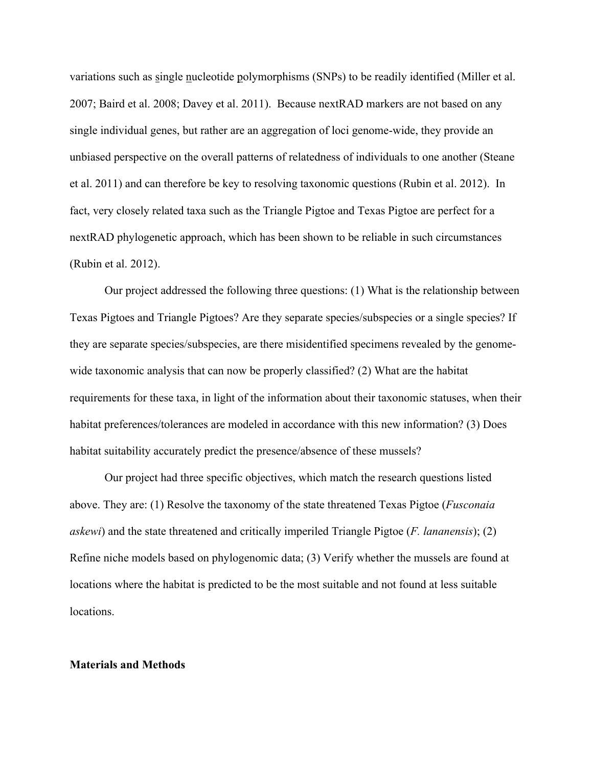variations such as single nucleotide polymorphisms (SNPs) to be readily identified (Miller et al. 2007; Baird et al. 2008; Davey et al. 2011). Because nextRAD markers are not based on any single individual genes, but rather are an aggregation of loci genome-wide, they provide an unbiased perspective on the overall patterns of relatedness of individuals to one another (Steane et al. 2011) and can therefore be key to resolving taxonomic questions (Rubin et al. 2012). In fact, very closely related taxa such as the Triangle Pigtoe and Texas Pigtoe are perfect for a nextRAD phylogenetic approach, which has been shown to be reliable in such circumstances (Rubin et al. 2012).

Our project addressed the following three questions: (1) What is the relationship between Texas Pigtoes and Triangle Pigtoes? Are they separate species/subspecies or a single species? If they are separate species/subspecies, are there misidentified specimens revealed by the genome-wide taxonomic analysis that can now be properly classified? (2) What are the habitat requirements for these taxa, in light of the information about their taxonomic statuses, when their habitat preferences/tolerances are modeled in accordance with this new information? (3) Does habitat suitability accurately predict the presence/absence of these mussels?

Our project had three specific objectives, which match the research questions listed above. They are: (1) Resolve the taxonomy of the state threatened Texas Pigtoe (*Fusconaia askewi*) and the state threatened and critically imperiled Triangle Pigtoe (*F. lananensis*); (2) Refine niche models based on phylogenomic data; (3) Verify whether the mussels are found at locations where the habitat is predicted to be the most suitable and not found at less suitable locations.

**Materials and Methods**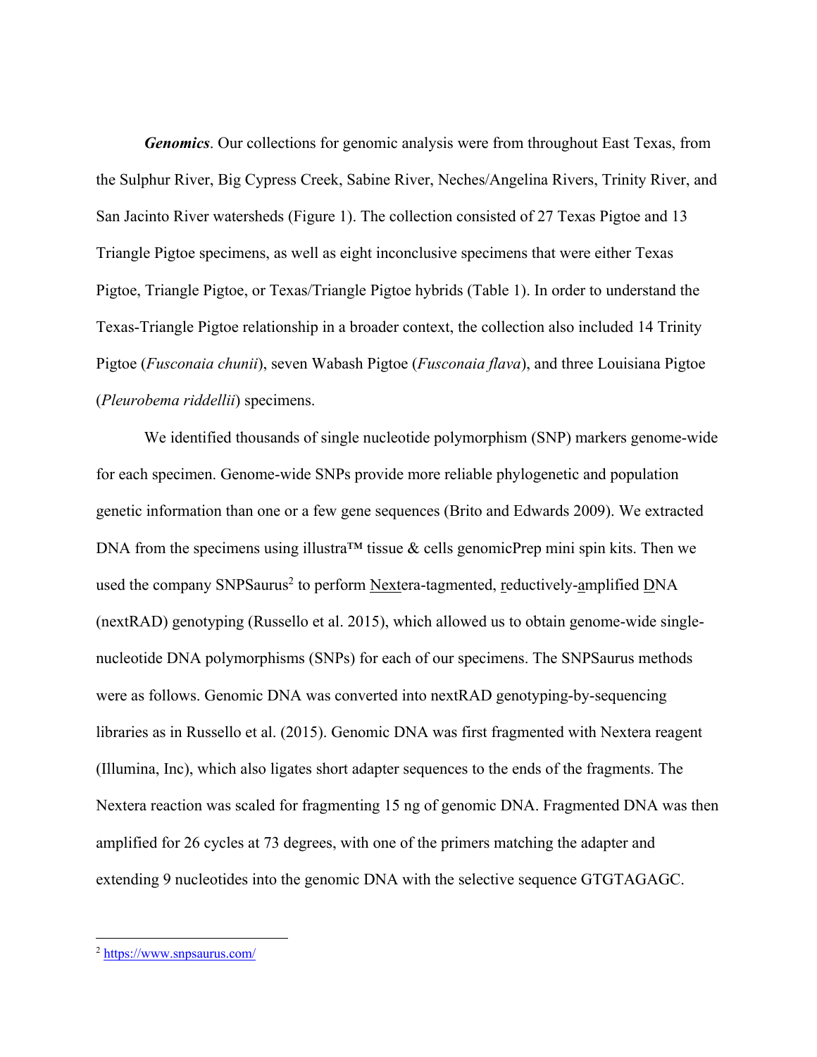***Genomics***. Our collections for genomic analysis were from throughout East Texas, from the Sulphur River, Big Cypress Creek, Sabine River, Neches/Angelina Rivers, Trinity River, and San Jacinto River watersheds (Figure 1). The collection consisted of 27 Texas Pigtoe and 13 Triangle Pigtoe specimens, as well as eight inconclusive specimens that were either Texas Pigtoe, Triangle Pigtoe, or Texas/Triangle Pigtoe hybrids (Table 1). In order to understand the Texas-Triangle Pigtoe relationship in a broader context, the collection also included 14 Trinity Pigtoe (*Fusconaia chunii*), seven Wabash Pigtoe (*Fusconaia flava*), and three Louisiana Pigtoe (*Pleurobema riddellii*) specimens.

We identified thousands of single nucleotide polymorphism (SNP) markers genome-wide for each specimen. Genome-wide SNPs provide more reliable phylogenetic and population genetic information than one or a few gene sequences (Brito and Edwards 2009). We extracted DNA from the specimens using illustra™ tissue & cells genomicPrep mini spin kits. Then we used the company SNPSaurus[2] to perform Nextera-tagmented, reductively-amplified DNA (nextRAD) genotyping (Russello et al. 2015), which allowed us to obtain genome-wide single-nucleotide DNA polymorphisms (SNPs) for each of our specimens. The SNPSaurus methods were as follows. Genomic DNA was converted into nextRAD genotyping-by-sequencing libraries as in Russello et al. (2015). Genomic DNA was first fragmented with Nextera reagent (Illumina, Inc), which also ligates short adapter sequences to the ends of the fragments. The Nextera reaction was scaled for fragmenting 15 ng of genomic DNA. Fragmented DNA was then amplified for 26 cycles at 73 degrees, with one of the primers matching the adapter and extending 9 nucleotides into the genomic DNA with the selective sequence GTGTAGAGC.

[2] https://www.snpsaurus.com/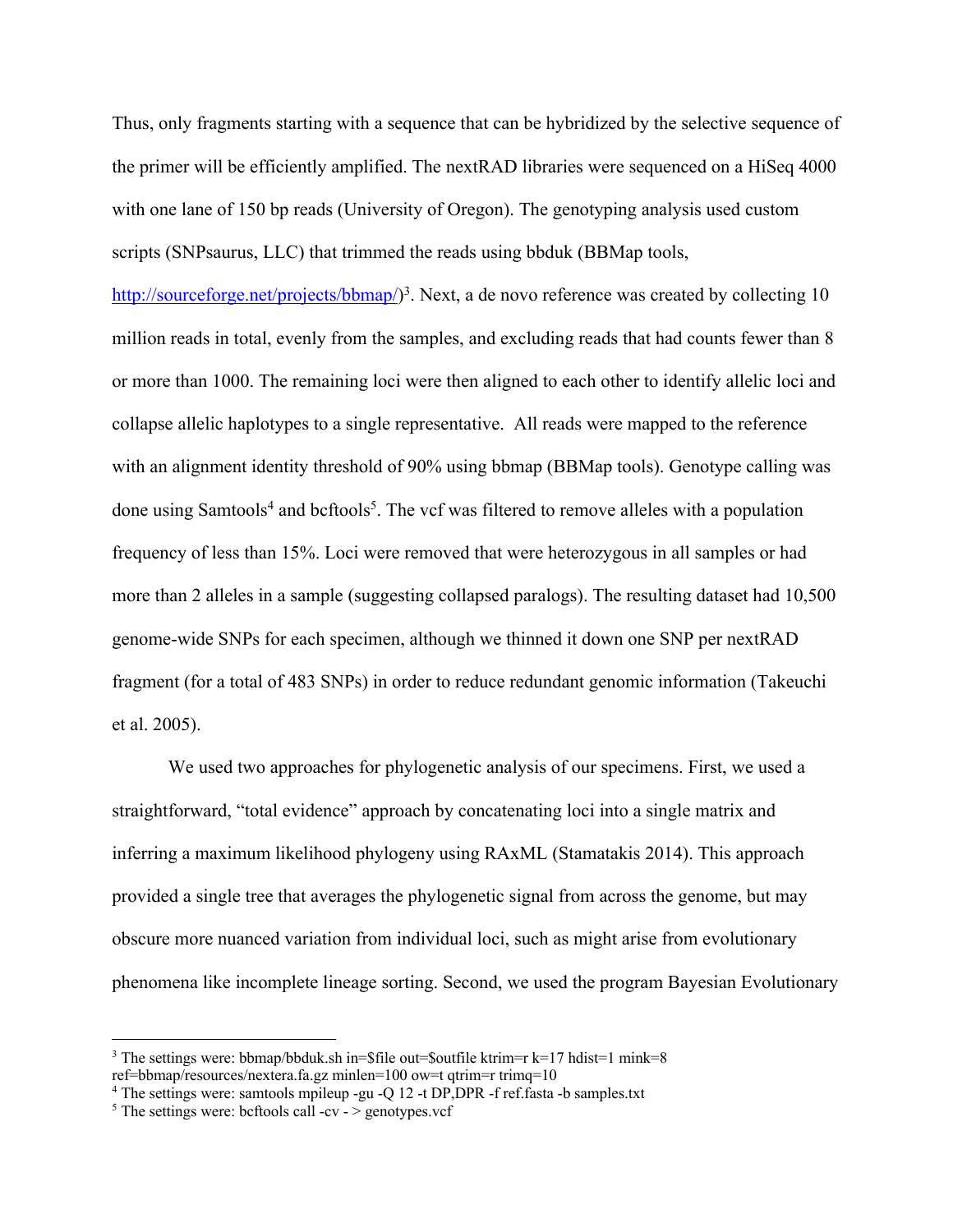Thus, only fragments starting with a sequence that can be hybridized by the selective sequence of the primer will be efficiently amplified. The nextRAD libraries were sequenced on a HiSeq 4000 with one lane of 150 bp reads (University of Oregon). The genotyping analysis used custom scripts (SNPsaurus, LLC) that trimmed the reads using bbduk (BBMap tools, http://sourceforge.net/projects/bbmap/)[3]. Next, a de novo reference was created by collecting 10 million reads in total, evenly from the samples, and excluding reads that had counts fewer than 8 or more than 1000. The remaining loci were then aligned to each other to identify allelic loci and collapse allelic haplotypes to a single representative. All reads were mapped to the reference with an alignment identity threshold of 90% using bbmap (BBMap tools). Genotype calling was done using Samtools[4] and bcftools[5]. The vcf was filtered to remove alleles with a population frequency of less than 15%. Loci were removed that were heterozygous in all samples or had more than 2 alleles in a sample (suggesting collapsed paralogs). The resulting dataset had 10,500 genome-wide SNPs for each specimen, although we thinned it down one SNP per nextRAD fragment (for a total of 483 SNPs) in order to reduce redundant genomic information (Takeuchi et al. 2005).

We used two approaches for phylogenetic analysis of our specimens. First, we used a straightforward, "total evidence" approach by concatenating loci into a single matrix and inferring a maximum likelihood phylogeny using RAxML (Stamatakis 2014). This approach provided a single tree that averages the phylogenetic signal from across the genome, but may obscure more nuanced variation from individual loci, such as might arise from evolutionary phenomena like incomplete lineage sorting. Second, we used the program Bayesian Evolutionary

---

[3] The settings were: bbmap/bbduk.sh in=$file out=$outfile ktrim=r k=17 hdist=1 mink=8 ref=bbmap/resources/nextera.fa.gz minlen=100 ow=t qtrim=r trimq=10

[4] The settings were: samtools mpileup -gu -Q 12 -t DP,DPR -f ref.fasta -b samples.txt

[5] The settings were: bcftools call -cv - > genotypes.vcf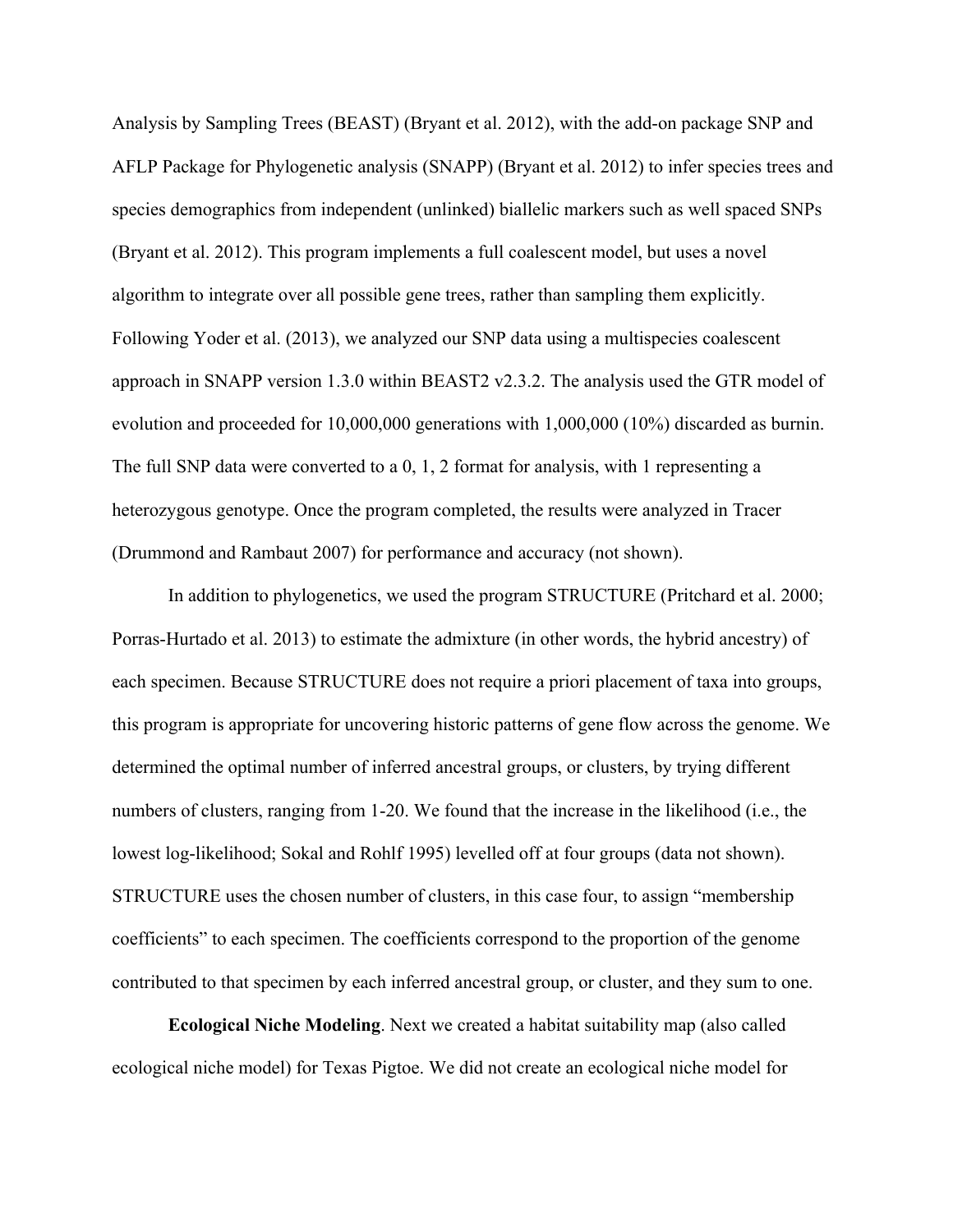Analysis by Sampling Trees (BEAST) (Bryant et al. 2012), with the add-on package SNP and AFLP Package for Phylogenetic analysis (SNAPP) (Bryant et al. 2012) to infer species trees and species demographics from independent (unlinked) biallelic markers such as well spaced SNPs (Bryant et al. 2012). This program implements a full coalescent model, but uses a novel algorithm to integrate over all possible gene trees, rather than sampling them explicitly. Following Yoder et al. (2013), we analyzed our SNP data using a multispecies coalescent approach in SNAPP version 1.3.0 within BEAST2 v2.3.2. The analysis used the GTR model of evolution and proceeded for 10,000,000 generations with 1,000,000 (10%) discarded as burnin. The full SNP data were converted to a 0, 1, 2 format for analysis, with 1 representing a heterozygous genotype. Once the program completed, the results were analyzed in Tracer (Drummond and Rambaut 2007) for performance and accuracy (not shown).

In addition to phylogenetics, we used the program STRUCTURE (Pritchard et al. 2000; Porras-Hurtado et al. 2013) to estimate the admixture (in other words, the hybrid ancestry) of each specimen. Because STRUCTURE does not require a priori placement of taxa into groups, this program is appropriate for uncovering historic patterns of gene flow across the genome. We determined the optimal number of inferred ancestral groups, or clusters, by trying different numbers of clusters, ranging from 1-20. We found that the increase in the likelihood (i.e., the lowest log-likelihood; Sokal and Rohlf 1995) levelled off at four groups (data not shown). STRUCTURE uses the chosen number of clusters, in this case four, to assign "membership coefficients" to each specimen. The coefficients correspond to the proportion of the genome contributed to that specimen by each inferred ancestral group, or cluster, and they sum to one.

**Ecological Niche Modeling**. Next we created a habitat suitability map (also called ecological niche model) for Texas Pigtoe. We did not create an ecological niche model for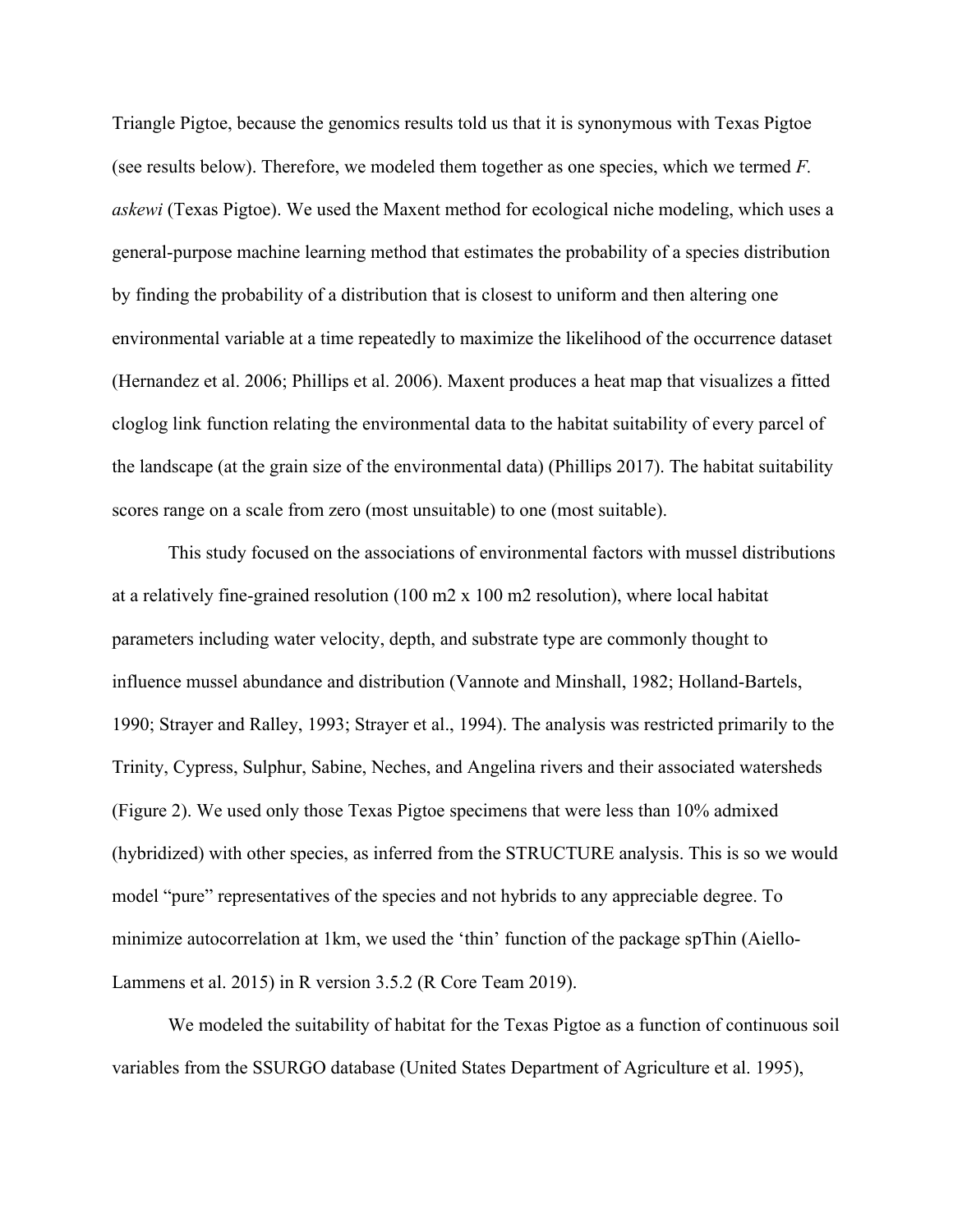Triangle Pigtoe, because the genomics results told us that it is synonymous with Texas Pigtoe (see results below). Therefore, we modeled them together as one species, which we termed *F. askewi* (Texas Pigtoe). We used the Maxent method for ecological niche modeling, which uses a general-purpose machine learning method that estimates the probability of a species distribution by finding the probability of a distribution that is closest to uniform and then altering one environmental variable at a time repeatedly to maximize the likelihood of the occurrence dataset (Hernandez et al. 2006; Phillips et al. 2006). Maxent produces a heat map that visualizes a fitted cloglog link function relating the environmental data to the habitat suitability of every parcel of the landscape (at the grain size of the environmental data) (Phillips 2017). The habitat suitability scores range on a scale from zero (most unsuitable) to one (most suitable).

This study focused on the associations of environmental factors with mussel distributions at a relatively fine-grained resolution (100 m2 x 100 m2 resolution), where local habitat parameters including water velocity, depth, and substrate type are commonly thought to influence mussel abundance and distribution (Vannote and Minshall, 1982; Holland-Bartels, 1990; Strayer and Ralley, 1993; Strayer et al., 1994). The analysis was restricted primarily to the Trinity, Cypress, Sulphur, Sabine, Neches, and Angelina rivers and their associated watersheds (Figure 2). We used only those Texas Pigtoe specimens that were less than 10% admixed (hybridized) with other species, as inferred from the STRUCTURE analysis. This is so we would model "pure" representatives of the species and not hybrids to any appreciable degree. To minimize autocorrelation at 1km, we used the 'thin' function of the package spThin (Aiello-Lammens et al. 2015) in R version 3.5.2 (R Core Team 2019).

We modeled the suitability of habitat for the Texas Pigtoe as a function of continuous soil variables from the SSURGO database (United States Department of Agriculture et al. 1995),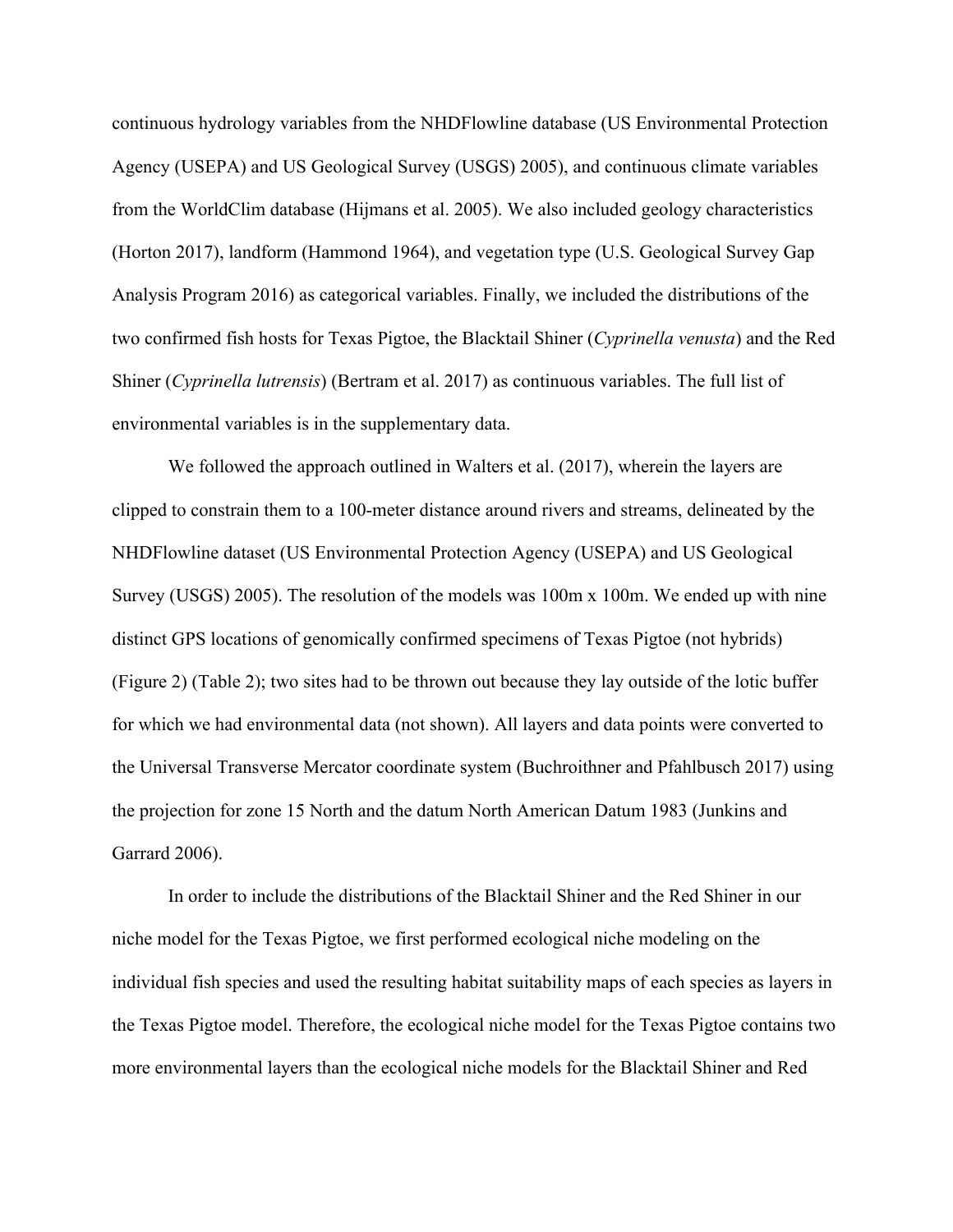continuous hydrology variables from the NHDFlowline database (US Environmental Protection Agency (USEPA) and US Geological Survey (USGS) 2005), and continuous climate variables from the WorldClim database (Hijmans et al. 2005). We also included geology characteristics (Horton 2017), landform (Hammond 1964), and vegetation type (U.S. Geological Survey Gap Analysis Program 2016) as categorical variables. Finally, we included the distributions of the two confirmed fish hosts for Texas Pigtoe, the Blacktail Shiner (*Cyprinella venusta*) and the Red Shiner (*Cyprinella lutrensis*) (Bertram et al. 2017) as continuous variables. The full list of environmental variables is in the supplementary data.

We followed the approach outlined in Walters et al. (2017), wherein the layers are clipped to constrain them to a 100-meter distance around rivers and streams, delineated by the NHDFlowline dataset (US Environmental Protection Agency (USEPA) and US Geological Survey (USGS) 2005). The resolution of the models was 100m x 100m. We ended up with nine distinct GPS locations of genomically confirmed specimens of Texas Pigtoe (not hybrids) (Figure 2) (Table 2); two sites had to be thrown out because they lay outside of the lotic buffer for which we had environmental data (not shown). All layers and data points were converted to the Universal Transverse Mercator coordinate system (Buchroithner and Pfahlbusch 2017) using the projection for zone 15 North and the datum North American Datum 1983 (Junkins and Garrard 2006).

In order to include the distributions of the Blacktail Shiner and the Red Shiner in our niche model for the Texas Pigtoe, we first performed ecological niche modeling on the individual fish species and used the resulting habitat suitability maps of each species as layers in the Texas Pigtoe model. Therefore, the ecological niche model for the Texas Pigtoe contains two more environmental layers than the ecological niche models for the Blacktail Shiner and Red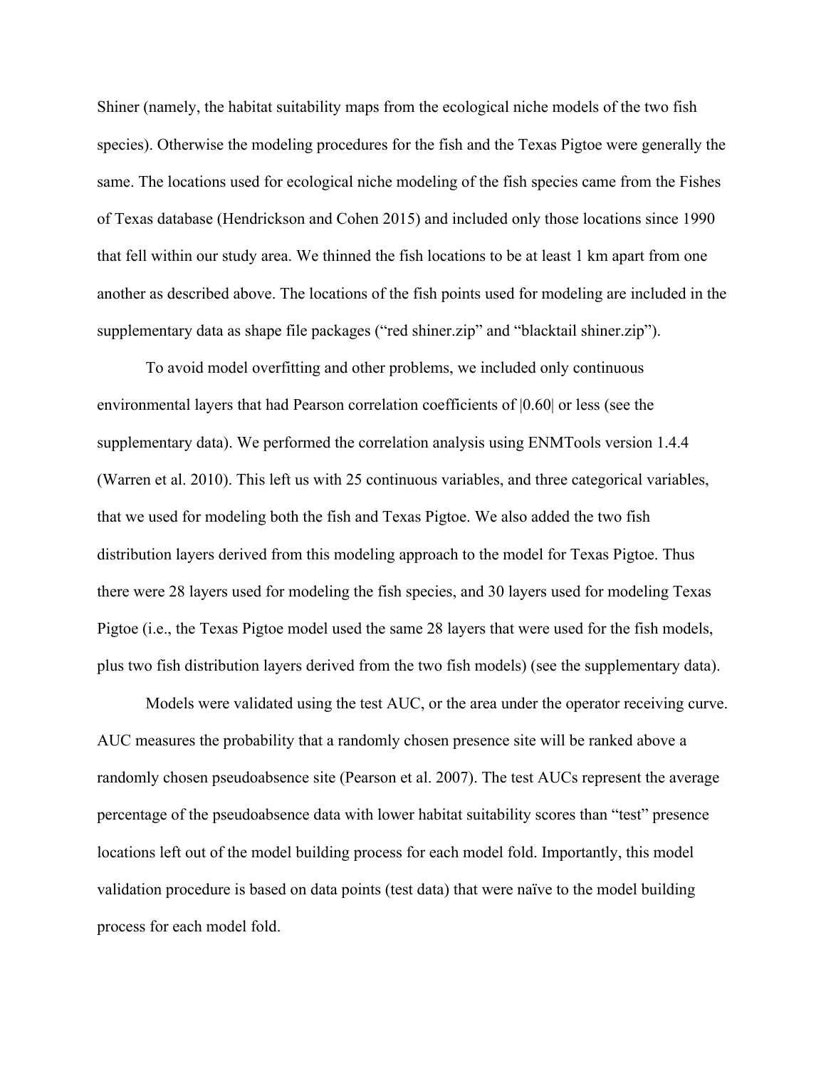Shiner (namely, the habitat suitability maps from the ecological niche models of the two fish species). Otherwise the modeling procedures for the fish and the Texas Pigtoe were generally the same. The locations used for ecological niche modeling of the fish species came from the Fishes of Texas database (Hendrickson and Cohen 2015) and included only those locations since 1990 that fell within our study area. We thinned the fish locations to be at least 1 km apart from one another as described above. The locations of the fish points used for modeling are included in the supplementary data as shape file packages ("red shiner.zip" and "blacktail shiner.zip").

To avoid model overfitting and other problems, we included only continuous environmental layers that had Pearson correlation coefficients of |0.60| or less (see the supplementary data). We performed the correlation analysis using ENMTools version 1.4.4 (Warren et al. 2010). This left us with 25 continuous variables, and three categorical variables, that we used for modeling both the fish and Texas Pigtoe. We also added the two fish distribution layers derived from this modeling approach to the model for Texas Pigtoe. Thus there were 28 layers used for modeling the fish species, and 30 layers used for modeling Texas Pigtoe (i.e., the Texas Pigtoe model used the same 28 layers that were used for the fish models, plus two fish distribution layers derived from the two fish models) (see the supplementary data).

Models were validated using the test AUC, or the area under the operator receiving curve. AUC measures the probability that a randomly chosen presence site will be ranked above a randomly chosen pseudoabsence site (Pearson et al. 2007). The test AUCs represent the average percentage of the pseudoabsence data with lower habitat suitability scores than "test" presence locations left out of the model building process for each model fold. Importantly, this model validation procedure is based on data points (test data) that were naïve to the model building process for each model fold.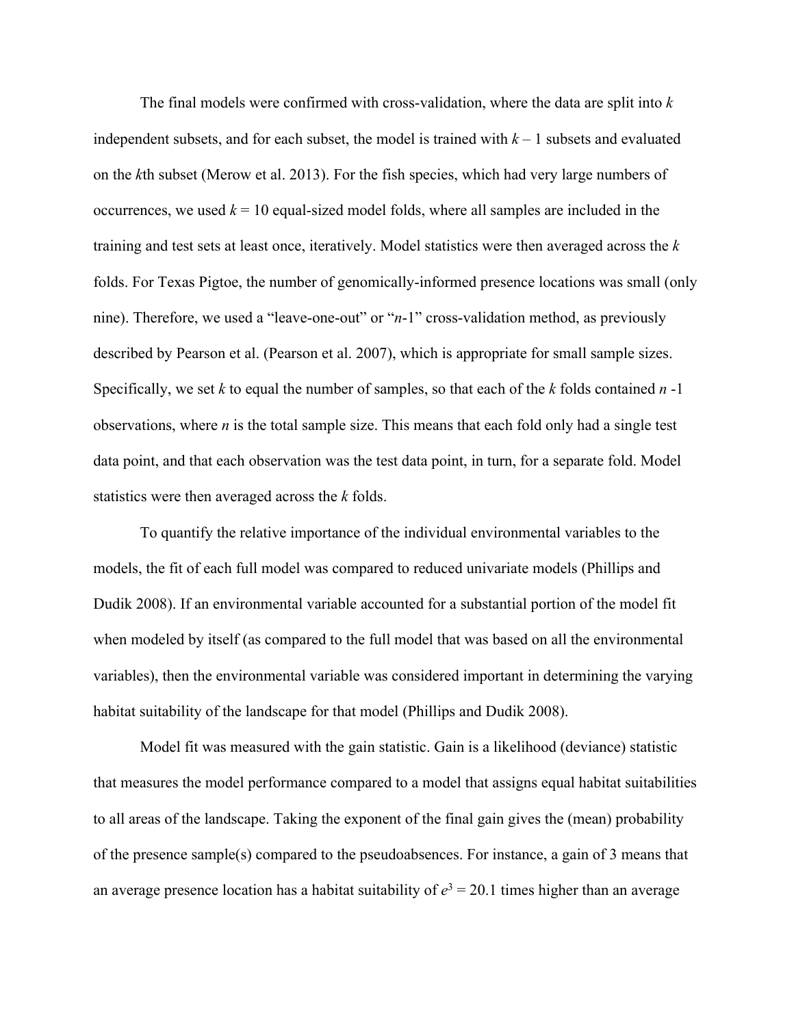The final models were confirmed with cross-validation, where the data are split into $k$ independent subsets, and for each subset, the model is trained with $k - 1$ subsets and evaluated on the $k$th subset (Merow et al. 2013). For the fish species, which had very large numbers of occurrences, we used $k = 10$ equal-sized model folds, where all samples are included in the training and test sets at least once, iteratively. Model statistics were then averaged across the $k$ folds. For Texas Pigtoe, the number of genomically-informed presence locations was small (only nine). Therefore, we used a "leave-one-out" or "$n$-1" cross-validation method, as previously described by Pearson et al. (Pearson et al. 2007), which is appropriate for small sample sizes. Specifically, we set $k$ to equal the number of samples, so that each of the $k$ folds contained $n$ -1 observations, where $n$ is the total sample size. This means that each fold only had a single test data point, and that each observation was the test data point, in turn, for a separate fold. Model statistics were then averaged across the $k$ folds.

To quantify the relative importance of the individual environmental variables to the models, the fit of each full model was compared to reduced univariate models (Phillips and Dudik 2008). If an environmental variable accounted for a substantial portion of the model fit when modeled by itself (as compared to the full model that was based on all the environmental variables), then the environmental variable was considered important in determining the varying habitat suitability of the landscape for that model (Phillips and Dudik 2008).

Model fit was measured with the gain statistic. Gain is a likelihood (deviance) statistic that measures the model performance compared to a model that assigns equal habitat suitabilities to all areas of the landscape. Taking the exponent of the final gain gives the (mean) probability of the presence sample(s) compared to the pseudoabsences. For instance, a gain of 3 means that an average presence location has a habitat suitability of $e^3 = 20.1$ times higher than an average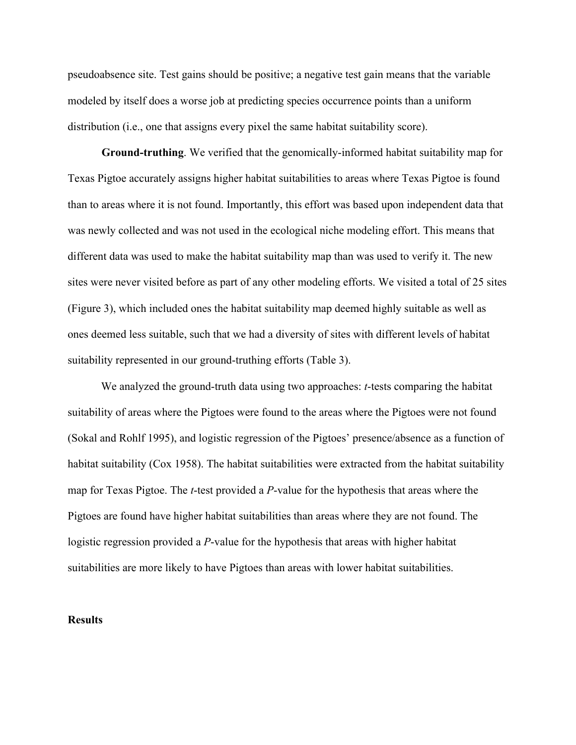pseudoabsence site. Test gains should be positive; a negative test gain means that the variable modeled by itself does a worse job at predicting species occurrence points than a uniform distribution (i.e., one that assigns every pixel the same habitat suitability score).

**Ground-truthing**. We verified that the genomically-informed habitat suitability map for Texas Pigtoe accurately assigns higher habitat suitabilities to areas where Texas Pigtoe is found than to areas where it is not found. Importantly, this effort was based upon independent data that was newly collected and was not used in the ecological niche modeling effort. This means that different data was used to make the habitat suitability map than was used to verify it. The new sites were never visited before as part of any other modeling efforts. We visited a total of 25 sites (Figure 3), which included ones the habitat suitability map deemed highly suitable as well as ones deemed less suitable, such that we had a diversity of sites with different levels of habitat suitability represented in our ground-truthing efforts (Table 3).

We analyzed the ground-truth data using two approaches: *t*-tests comparing the habitat suitability of areas where the Pigtoes were found to the areas where the Pigtoes were not found (Sokal and Rohlf 1995), and logistic regression of the Pigtoes' presence/absence as a function of habitat suitability (Cox 1958). The habitat suitabilities were extracted from the habitat suitability map for Texas Pigtoe. The *t*-test provided a *P*-value for the hypothesis that areas where the Pigtoes are found have higher habitat suitabilities than areas where they are not found. The logistic regression provided a *P*-value for the hypothesis that areas with higher habitat suitabilities are more likely to have Pigtoes than areas with lower habitat suitabilities.

## Results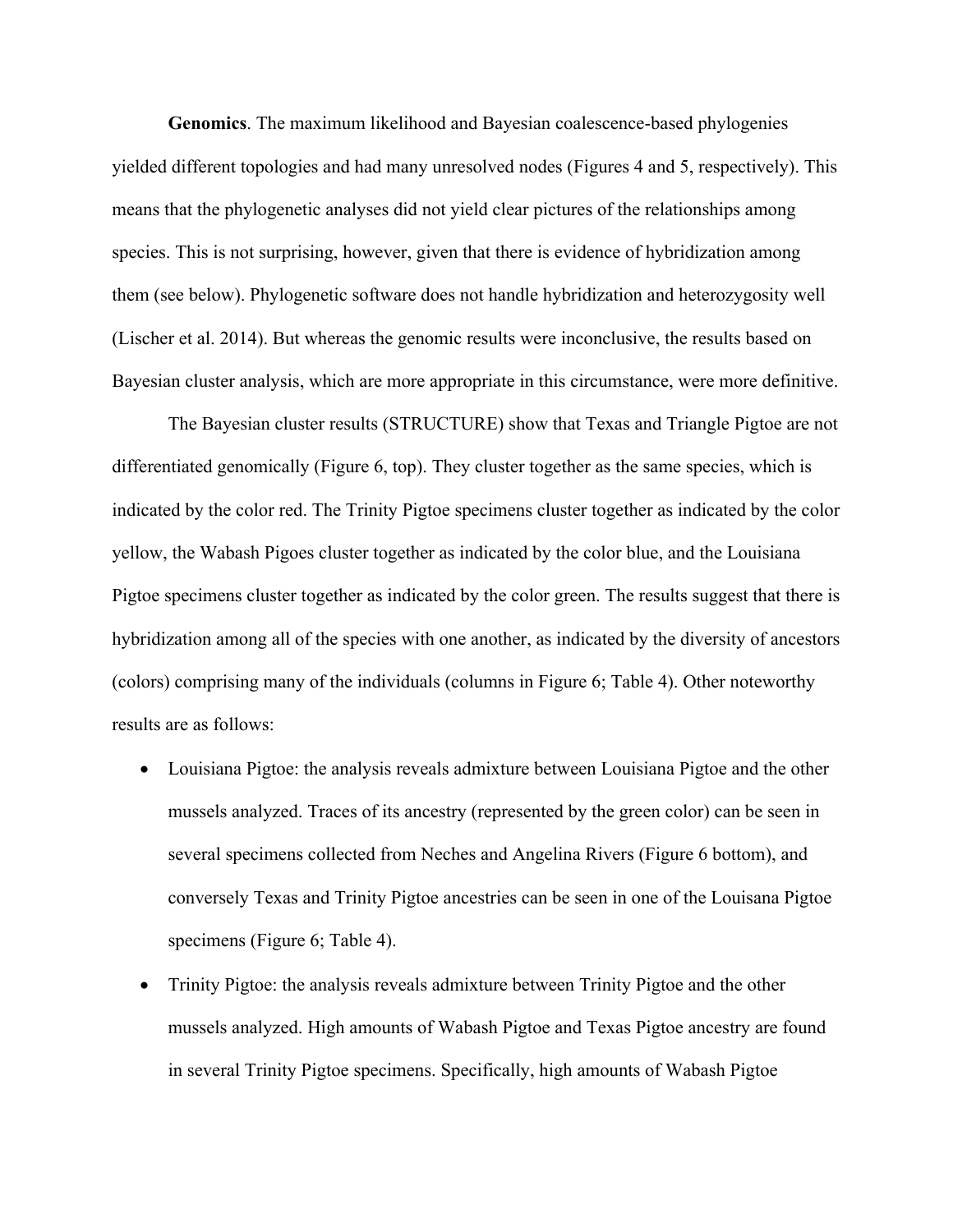**Genomics**. The maximum likelihood and Bayesian coalescence-based phylogenies yielded different topologies and had many unresolved nodes (Figures 4 and 5, respectively). This means that the phylogenetic analyses did not yield clear pictures of the relationships among species. This is not surprising, however, given that there is evidence of hybridization among them (see below). Phylogenetic software does not handle hybridization and heterozygosity well (Lischer et al. 2014). But whereas the genomic results were inconclusive, the results based on Bayesian cluster analysis, which are more appropriate in this circumstance, were more definitive.

The Bayesian cluster results (STRUCTURE) show that Texas and Triangle Pigtoe are not differentiated genomically (Figure 6, top). They cluster together as the same species, which is indicated by the color red. The Trinity Pigtoe specimens cluster together as indicated by the color yellow, the Wabash Pigoes cluster together as indicated by the color blue, and the Louisiana Pigtoe specimens cluster together as indicated by the color green. The results suggest that there is hybridization among all of the species with one another, as indicated by the diversity of ancestors (colors) comprising many of the individuals (columns in Figure 6; Table 4). Other noteworthy results are as follows:

- Louisiana Pigtoe: the analysis reveals admixture between Louisiana Pigtoe and the other mussels analyzed. Traces of its ancestry (represented by the green color) can be seen in several specimens collected from Neches and Angelina Rivers (Figure 6 bottom), and conversely Texas and Trinity Pigtoe ancestries can be seen in one of the Louisana Pigtoe specimens (Figure 6; Table 4).
- Trinity Pigtoe: the analysis reveals admixture between Trinity Pigtoe and the other mussels analyzed. High amounts of Wabash Pigtoe and Texas Pigtoe ancestry are found in several Trinity Pigtoe specimens. Specifically, high amounts of Wabash Pigtoe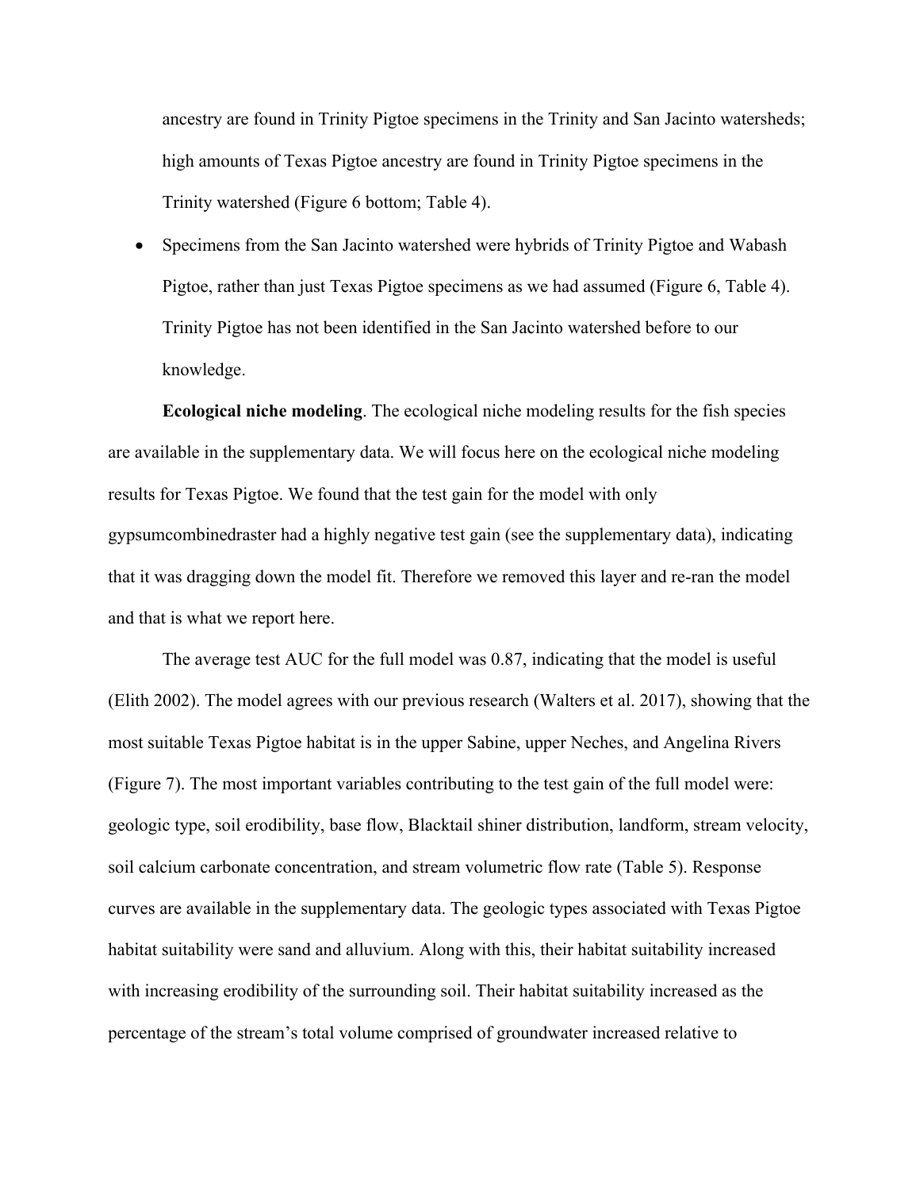ancestry are found in Trinity Pigtoe specimens in the Trinity and San Jacinto watersheds; high amounts of Texas Pigtoe ancestry are found in Trinity Pigtoe specimens in the Trinity watershed (Figure 6 bottom; Table 4).

- Specimens from the San Jacinto watershed were hybrids of Trinity Pigtoe and Wabash Pigtoe, rather than just Texas Pigtoe specimens as we had assumed (Figure 6, Table 4). Trinity Pigtoe has not been identified in the San Jacinto watershed before to our knowledge.

**Ecological niche modeling**. The ecological niche modeling results for the fish species are available in the supplementary data. We will focus here on the ecological niche modeling results for Texas Pigtoe. We found that the test gain for the model with only gypsumcombinedraster had a highly negative test gain (see the supplementary data), indicating that it was dragging down the model fit. Therefore we removed this layer and re-ran the model and that is what we report here.

The average test AUC for the full model was 0.87, indicating that the model is useful (Elith 2002). The model agrees with our previous research (Walters et al. 2017), showing that the most suitable Texas Pigtoe habitat is in the upper Sabine, upper Neches, and Angelina Rivers (Figure 7). The most important variables contributing to the test gain of the full model were: geologic type, soil erodibility, base flow, Blacktail shiner distribution, landform, stream velocity, soil calcium carbonate concentration, and stream volumetric flow rate (Table 5). Response curves are available in the supplementary data. The geologic types associated with Texas Pigtoe habitat suitability were sand and alluvium. Along with this, their habitat suitability increased with increasing erodibility of the surrounding soil. Their habitat suitability increased as the percentage of the stream's total volume comprised of groundwater increased relative to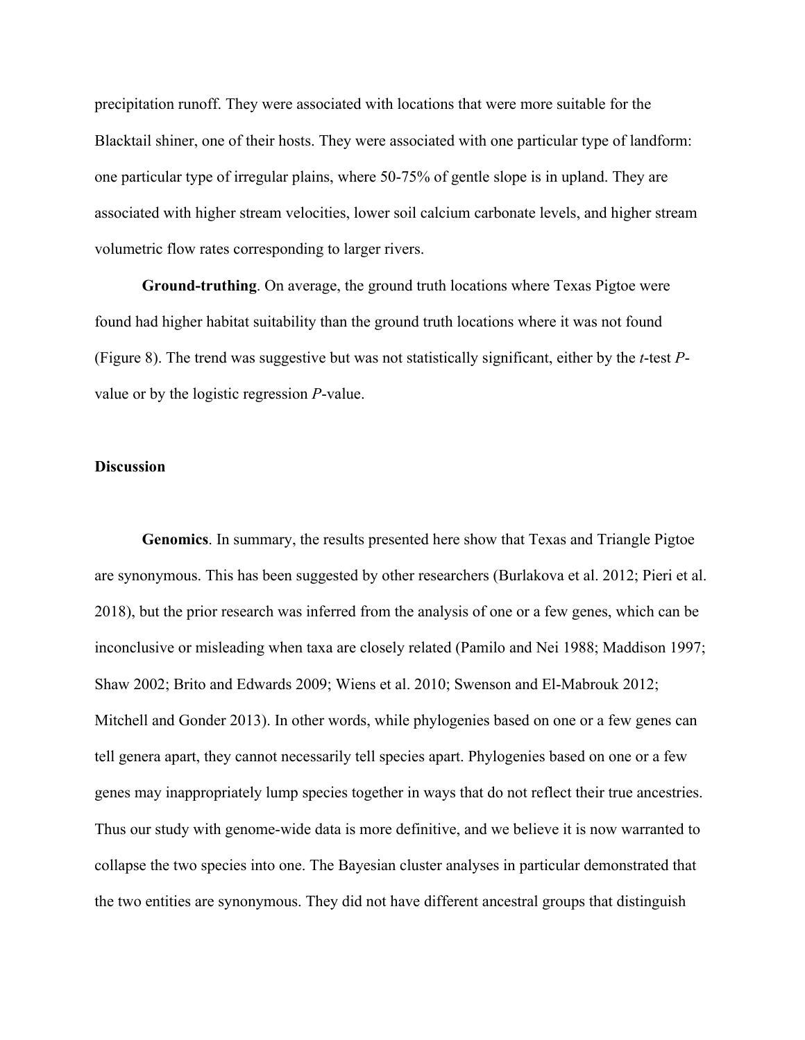precipitation runoff. They were associated with locations that were more suitable for the Blacktail shiner, one of their hosts. They were associated with one particular type of landform: one particular type of irregular plains, where 50-75% of gentle slope is in upland. They are associated with higher stream velocities, lower soil calcium carbonate levels, and higher stream volumetric flow rates corresponding to larger rivers.

**Ground-truthing**. On average, the ground truth locations where Texas Pigtoe were found had higher habitat suitability than the ground truth locations where it was not found (Figure 8). The trend was suggestive but was not statistically significant, either by the *t*-test *P*-value or by the logistic regression *P*-value.

## Discussion

**Genomics**. In summary, the results presented here show that Texas and Triangle Pigtoe are synonymous. This has been suggested by other researchers (Burlakova et al. 2012; Pieri et al. 2018), but the prior research was inferred from the analysis of one or a few genes, which can be inconclusive or misleading when taxa are closely related (Pamilo and Nei 1988; Maddison 1997; Shaw 2002; Brito and Edwards 2009; Wiens et al. 2010; Swenson and El-Mabrouk 2012; Mitchell and Gonder 2013). In other words, while phylogenies based on one or a few genes can tell genera apart, they cannot necessarily tell species apart. Phylogenies based on one or a few genes may inappropriately lump species together in ways that do not reflect their true ancestries. Thus our study with genome-wide data is more definitive, and we believe it is now warranted to collapse the two species into one. The Bayesian cluster analyses in particular demonstrated that the two entities are synonymous. They did not have different ancestral groups that distinguish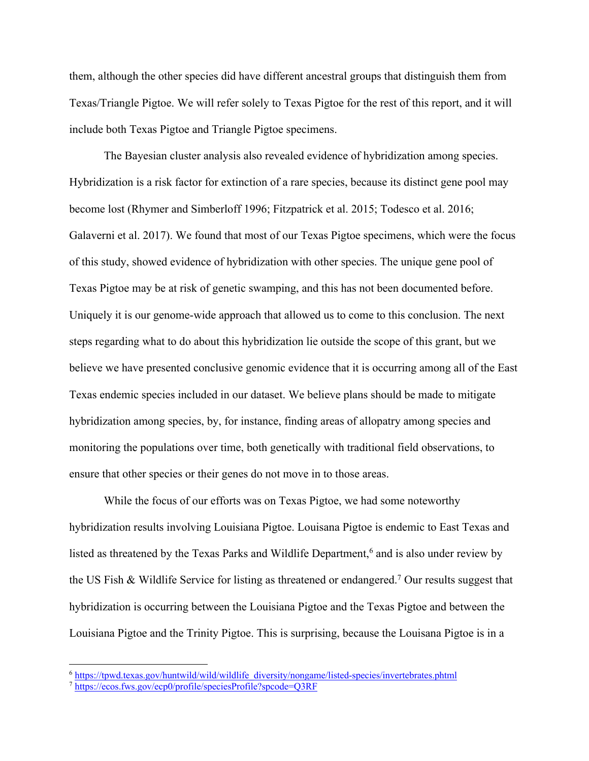them, although the other species did have different ancestral groups that distinguish them from Texas/Triangle Pigtoe. We will refer solely to Texas Pigtoe for the rest of this report, and it will include both Texas Pigtoe and Triangle Pigtoe specimens.

The Bayesian cluster analysis also revealed evidence of hybridization among species. Hybridization is a risk factor for extinction of a rare species, because its distinct gene pool may become lost (Rhymer and Simberloff 1996; Fitzpatrick et al. 2015; Todesco et al. 2016; Galaverni et al. 2017). We found that most of our Texas Pigtoe specimens, which were the focus of this study, showed evidence of hybridization with other species. The unique gene pool of Texas Pigtoe may be at risk of genetic swamping, and this has not been documented before. Uniquely it is our genome-wide approach that allowed us to come to this conclusion. The next steps regarding what to do about this hybridization lie outside the scope of this grant, but we believe we have presented conclusive genomic evidence that it is occurring among all of the East Texas endemic species included in our dataset. We believe plans should be made to mitigate hybridization among species, by, for instance, finding areas of allopatry among species and monitoring the populations over time, both genetically with traditional field observations, to ensure that other species or their genes do not move in to those areas.

While the focus of our efforts was on Texas Pigtoe, we had some noteworthy hybridization results involving Louisiana Pigtoe. Louisana Pigtoe is endemic to East Texas and listed as threatened by the Texas Parks and Wildlife Department,[6] and is also under review by the US Fish & Wildlife Service for listing as threatened or endangered.[7] Our results suggest that hybridization is occurring between the Louisiana Pigtoe and the Texas Pigtoe and between the Louisiana Pigtoe and the Trinity Pigtoe. This is surprising, because the Louisana Pigtoe is in a

[6] https://tpwd.texas.gov/huntwild/wild/wildlife_diversity/nongame/listed-species/invertebrates.phtml

[7] https://ecos.fws.gov/ecp0/profile/speciesProfile?spcode=Q3RF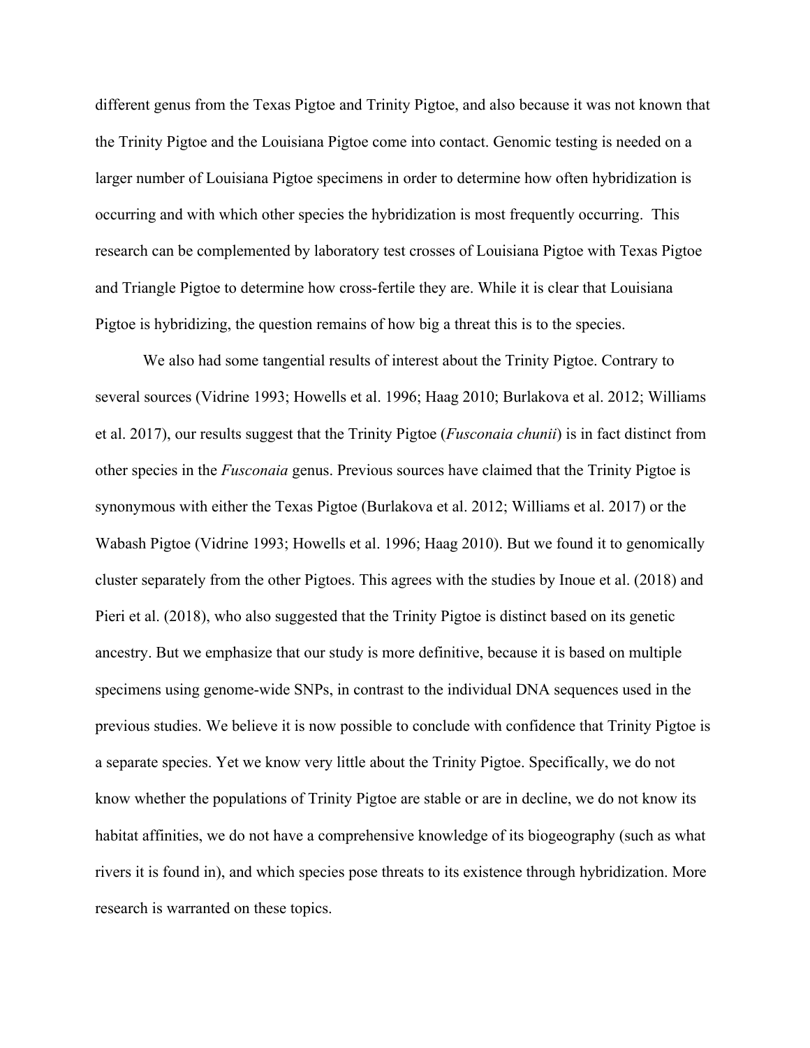different genus from the Texas Pigtoe and Trinity Pigtoe, and also because it was not known that the Trinity Pigtoe and the Louisiana Pigtoe come into contact. Genomic testing is needed on a larger number of Louisiana Pigtoe specimens in order to determine how often hybridization is occurring and with which other species the hybridization is most frequently occurring. This research can be complemented by laboratory test crosses of Louisiana Pigtoe with Texas Pigtoe and Triangle Pigtoe to determine how cross-fertile they are. While it is clear that Louisiana Pigtoe is hybridizing, the question remains of how big a threat this is to the species.

We also had some tangential results of interest about the Trinity Pigtoe. Contrary to several sources (Vidrine 1993; Howells et al. 1996; Haag 2010; Burlakova et al. 2012; Williams et al. 2017), our results suggest that the Trinity Pigtoe (*Fusconaia chunii*) is in fact distinct from other species in the *Fusconaia* genus. Previous sources have claimed that the Trinity Pigtoe is synonymous with either the Texas Pigtoe (Burlakova et al. 2012; Williams et al. 2017) or the Wabash Pigtoe (Vidrine 1993; Howells et al. 1996; Haag 2010). But we found it to genomically cluster separately from the other Pigtoes. This agrees with the studies by Inoue et al. (2018) and Pieri et al. (2018), who also suggested that the Trinity Pigtoe is distinct based on its genetic ancestry. But we emphasize that our study is more definitive, because it is based on multiple specimens using genome-wide SNPs, in contrast to the individual DNA sequences used in the previous studies. We believe it is now possible to conclude with confidence that Trinity Pigtoe is a separate species. Yet we know very little about the Trinity Pigtoe. Specifically, we do not know whether the populations of Trinity Pigtoe are stable or are in decline, we do not know its habitat affinities, we do not have a comprehensive knowledge of its biogeography (such as what rivers it is found in), and which species pose threats to its existence through hybridization. More research is warranted on these topics.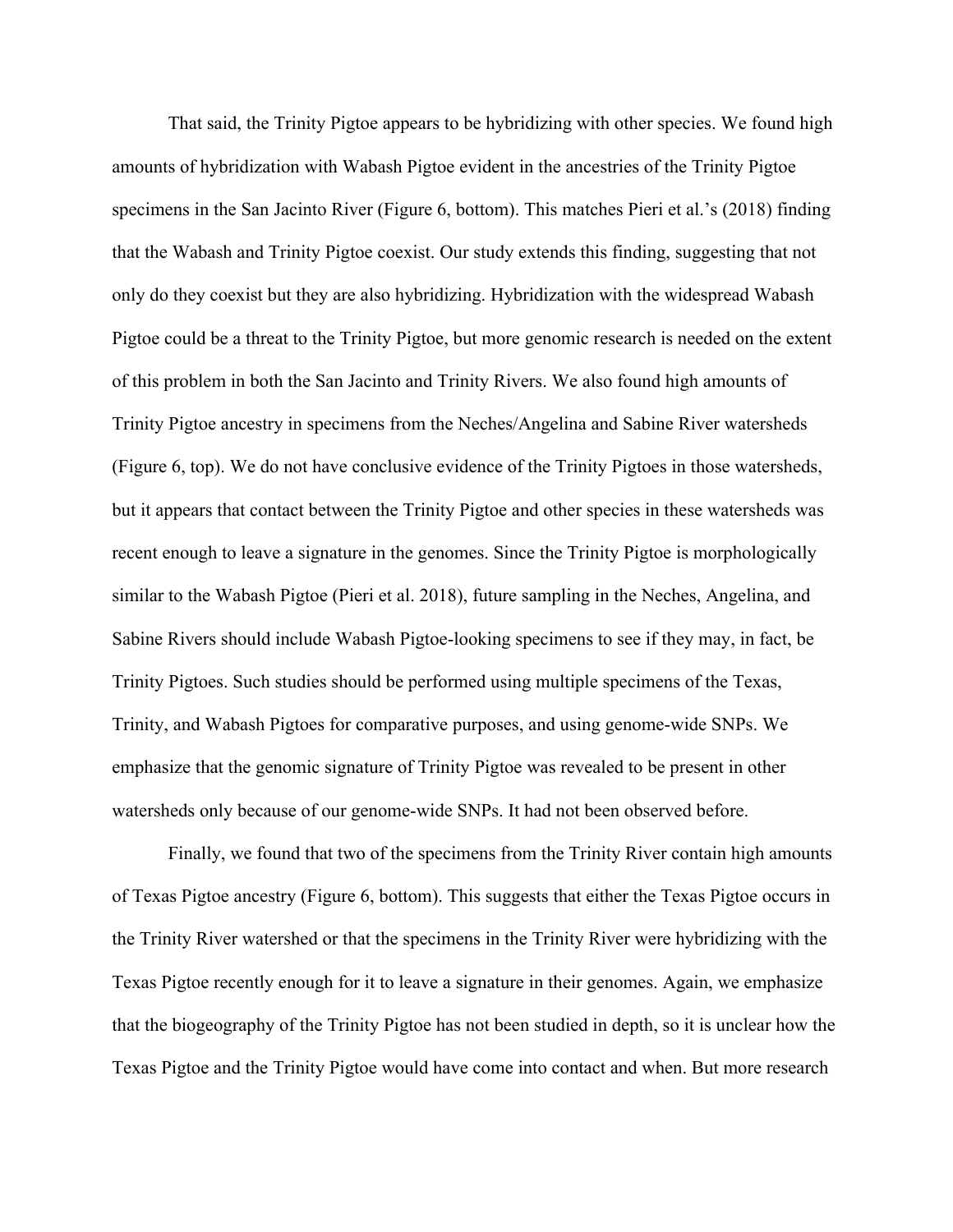That said, the Trinity Pigtoe appears to be hybridizing with other species. We found high amounts of hybridization with Wabash Pigtoe evident in the ancestries of the Trinity Pigtoe specimens in the San Jacinto River (Figure 6, bottom). This matches Pieri et al.'s (2018) finding that the Wabash and Trinity Pigtoe coexist. Our study extends this finding, suggesting that not only do they coexist but they are also hybridizing. Hybridization with the widespread Wabash Pigtoe could be a threat to the Trinity Pigtoe, but more genomic research is needed on the extent of this problem in both the San Jacinto and Trinity Rivers. We also found high amounts of Trinity Pigtoe ancestry in specimens from the Neches/Angelina and Sabine River watersheds (Figure 6, top). We do not have conclusive evidence of the Trinity Pigtoes in those watersheds, but it appears that contact between the Trinity Pigtoe and other species in these watersheds was recent enough to leave a signature in the genomes. Since the Trinity Pigtoe is morphologically similar to the Wabash Pigtoe (Pieri et al. 2018), future sampling in the Neches, Angelina, and Sabine Rivers should include Wabash Pigtoe-looking specimens to see if they may, in fact, be Trinity Pigtoes. Such studies should be performed using multiple specimens of the Texas, Trinity, and Wabash Pigtoes for comparative purposes, and using genome-wide SNPs. We emphasize that the genomic signature of Trinity Pigtoe was revealed to be present in other watersheds only because of our genome-wide SNPs. It had not been observed before.

Finally, we found that two of the specimens from the Trinity River contain high amounts of Texas Pigtoe ancestry (Figure 6, bottom). This suggests that either the Texas Pigtoe occurs in the Trinity River watershed or that the specimens in the Trinity River were hybridizing with the Texas Pigtoe recently enough for it to leave a signature in their genomes. Again, we emphasize that the biogeography of the Trinity Pigtoe has not been studied in depth, so it is unclear how the Texas Pigtoe and the Trinity Pigtoe would have come into contact and when. But more research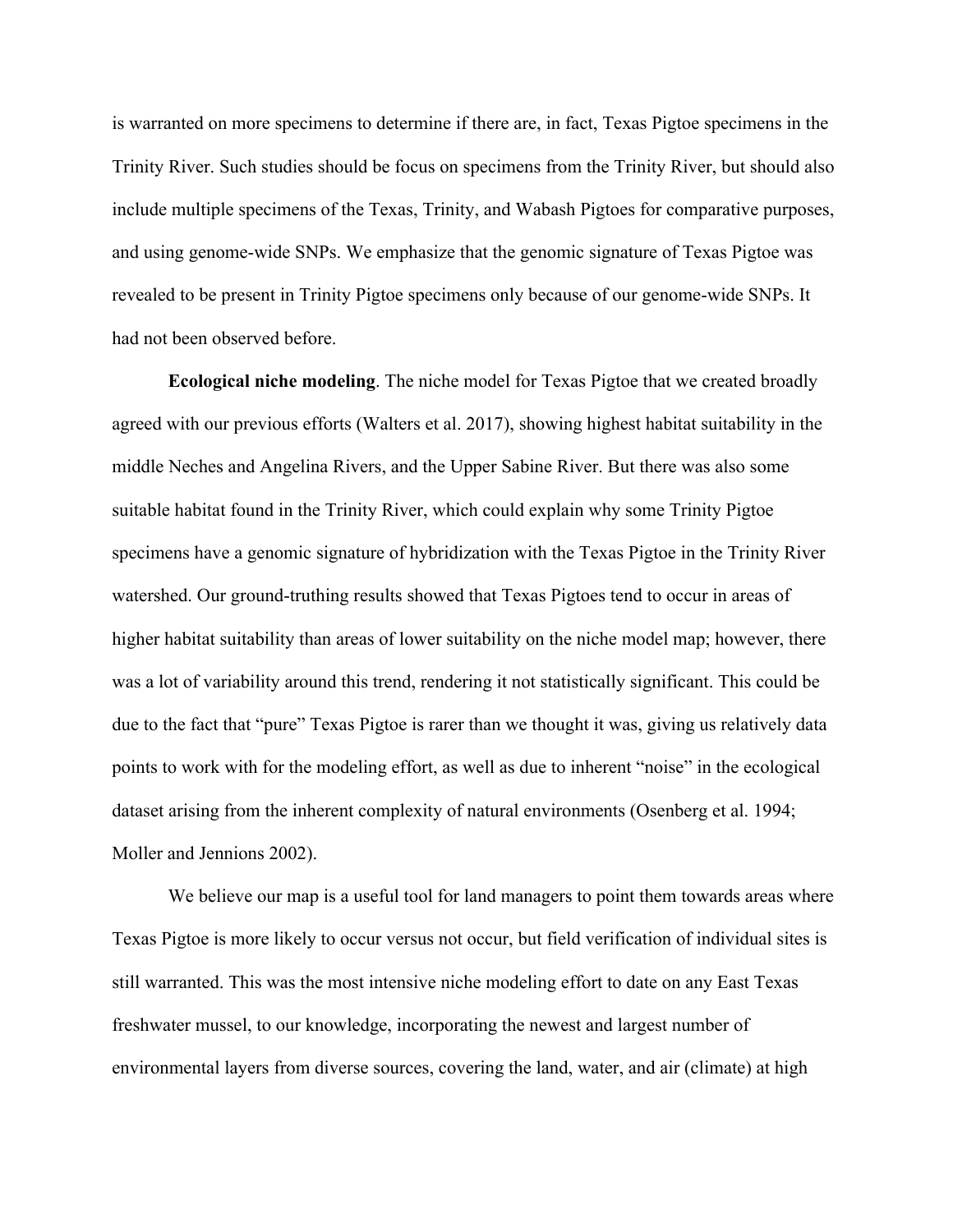is warranted on more specimens to determine if there are, in fact, Texas Pigtoe specimens in the Trinity River. Such studies should be focus on specimens from the Trinity River, but should also include multiple specimens of the Texas, Trinity, and Wabash Pigtoes for comparative purposes, and using genome-wide SNPs. We emphasize that the genomic signature of Texas Pigtoe was revealed to be present in Trinity Pigtoe specimens only because of our genome-wide SNPs. It had not been observed before.

**Ecological niche modeling**. The niche model for Texas Pigtoe that we created broadly agreed with our previous efforts (Walters et al. 2017), showing highest habitat suitability in the middle Neches and Angelina Rivers, and the Upper Sabine River. But there was also some suitable habitat found in the Trinity River, which could explain why some Trinity Pigtoe specimens have a genomic signature of hybridization with the Texas Pigtoe in the Trinity River watershed. Our ground-truthing results showed that Texas Pigtoes tend to occur in areas of higher habitat suitability than areas of lower suitability on the niche model map; however, there was a lot of variability around this trend, rendering it not statistically significant. This could be due to the fact that "pure" Texas Pigtoe is rarer than we thought it was, giving us relatively data points to work with for the modeling effort, as well as due to inherent "noise" in the ecological dataset arising from the inherent complexity of natural environments (Osenberg et al. 1994; Moller and Jennions 2002).

We believe our map is a useful tool for land managers to point them towards areas where Texas Pigtoe is more likely to occur versus not occur, but field verification of individual sites is still warranted. This was the most intensive niche modeling effort to date on any East Texas freshwater mussel, to our knowledge, incorporating the newest and largest number of environmental layers from diverse sources, covering the land, water, and air (climate) at high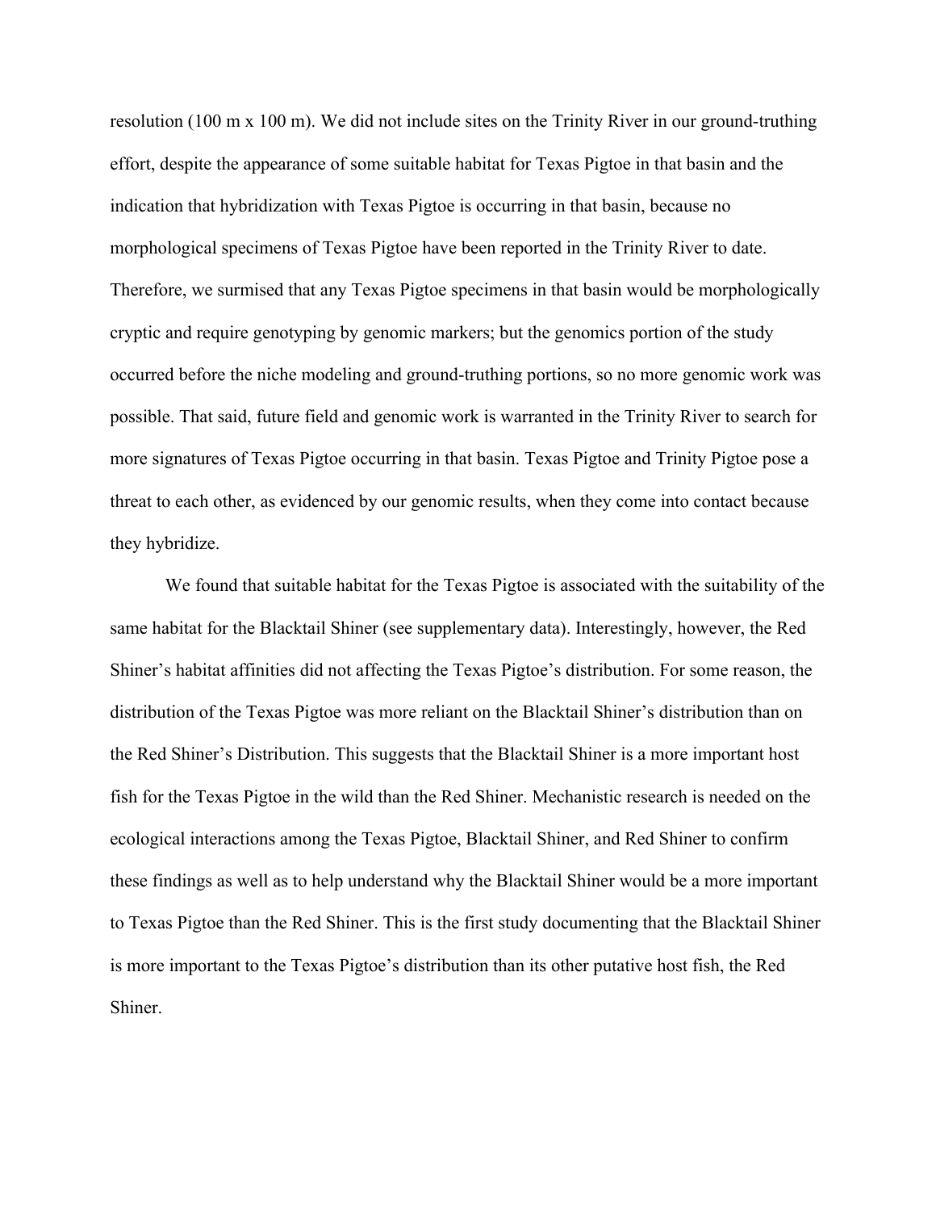resolution (100 m x 100 m). We did not include sites on the Trinity River in our ground-truthing effort, despite the appearance of some suitable habitat for Texas Pigtoe in that basin and the indication that hybridization with Texas Pigtoe is occurring in that basin, because no morphological specimens of Texas Pigtoe have been reported in the Trinity River to date. Therefore, we surmised that any Texas Pigtoe specimens in that basin would be morphologically cryptic and require genotyping by genomic markers; but the genomics portion of the study occurred before the niche modeling and ground-truthing portions, so no more genomic work was possible. That said, future field and genomic work is warranted in the Trinity River to search for more signatures of Texas Pigtoe occurring in that basin. Texas Pigtoe and Trinity Pigtoe pose a threat to each other, as evidenced by our genomic results, when they come into contact because they hybridize.

We found that suitable habitat for the Texas Pigtoe is associated with the suitability of the same habitat for the Blacktail Shiner (see supplementary data). Interestingly, however, the Red Shiner's habitat affinities did not affecting the Texas Pigtoe's distribution. For some reason, the distribution of the Texas Pigtoe was more reliant on the Blacktail Shiner's distribution than on the Red Shiner's Distribution. This suggests that the Blacktail Shiner is a more important host fish for the Texas Pigtoe in the wild than the Red Shiner. Mechanistic research is needed on the ecological interactions among the Texas Pigtoe, Blacktail Shiner, and Red Shiner to confirm these findings as well as to help understand why the Blacktail Shiner would be a more important to Texas Pigtoe than the Red Shiner. This is the first study documenting that the Blacktail Shiner is more important to the Texas Pigtoe's distribution than its other putative host fish, the Red Shiner.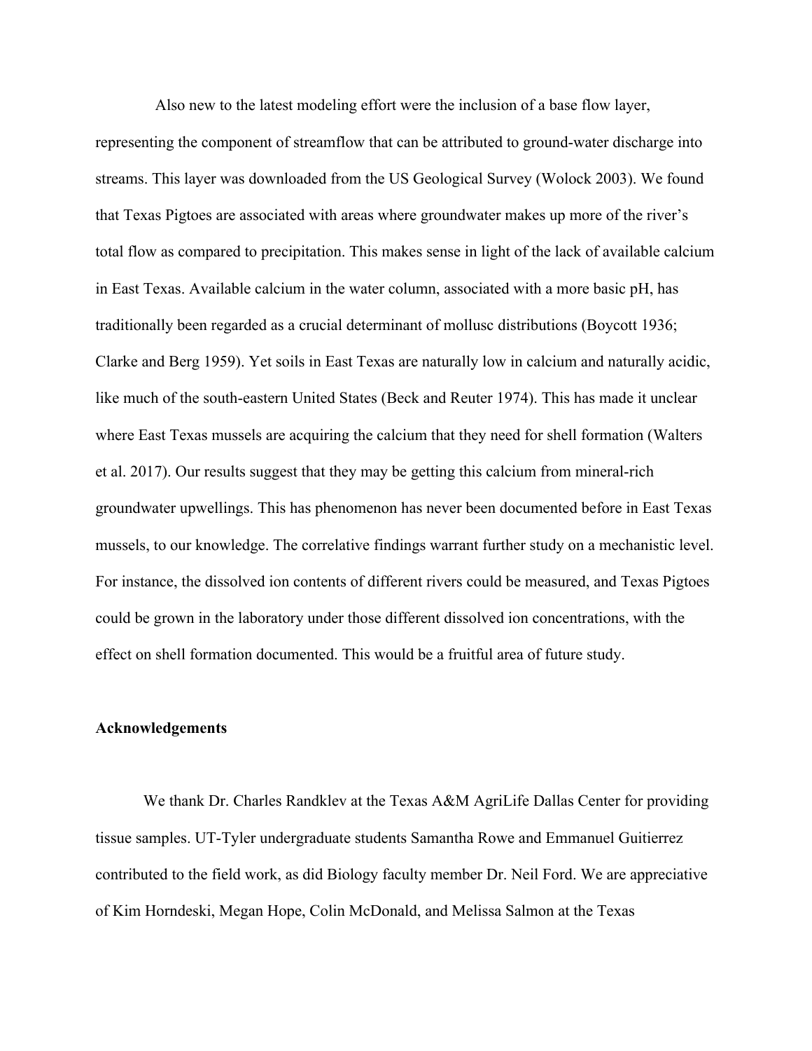Also new to the latest modeling effort were the inclusion of a base flow layer, representing the component of streamflow that can be attributed to ground-water discharge into streams. This layer was downloaded from the US Geological Survey (Wolock 2003). We found that Texas Pigtoes are associated with areas where groundwater makes up more of the river's total flow as compared to precipitation. This makes sense in light of the lack of available calcium in East Texas. Available calcium in the water column, associated with a more basic pH, has traditionally been regarded as a crucial determinant of mollusc distributions (Boycott 1936; Clarke and Berg 1959). Yet soils in East Texas are naturally low in calcium and naturally acidic, like much of the south-eastern United States (Beck and Reuter 1974). This has made it unclear where East Texas mussels are acquiring the calcium that they need for shell formation (Walters et al. 2017). Our results suggest that they may be getting this calcium from mineral-rich groundwater upwellings. This has phenomenon has never been documented before in East Texas mussels, to our knowledge. The correlative findings warrant further study on a mechanistic level. For instance, the dissolved ion contents of different rivers could be measured, and Texas Pigtoes could be grown in the laboratory under those different dissolved ion concentrations, with the effect on shell formation documented. This would be a fruitful area of future study.

**Acknowledgements**

We thank Dr. Charles Randklev at the Texas A&M AgriLife Dallas Center for providing tissue samples. UT-Tyler undergraduate students Samantha Rowe and Emmanuel Guitierrez contributed to the field work, as did Biology faculty member Dr. Neil Ford. We are appreciative of Kim Horndeski, Megan Hope, Colin McDonald, and Melissa Salmon at the Texas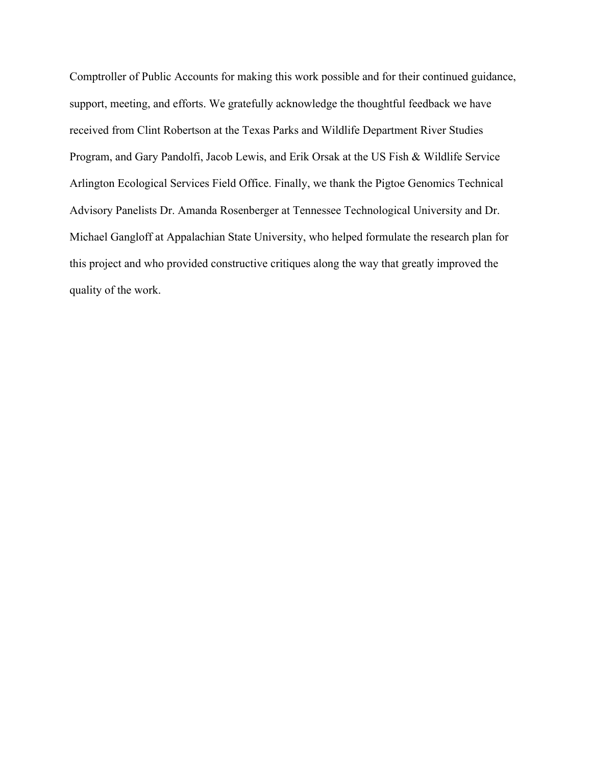Comptroller of Public Accounts for making this work possible and for their continued guidance, support, meeting, and efforts. We gratefully acknowledge the thoughtful feedback we have received from Clint Robertson at the Texas Parks and Wildlife Department River Studies Program, and Gary Pandolfi, Jacob Lewis, and Erik Orsak at the US Fish & Wildlife Service Arlington Ecological Services Field Office. Finally, we thank the Pigtoe Genomics Technical Advisory Panelists Dr. Amanda Rosenberger at Tennessee Technological University and Dr. Michael Gangloff at Appalachian State University, who helped formulate the research plan for this project and who provided constructive critiques along the way that greatly improved the quality of the work.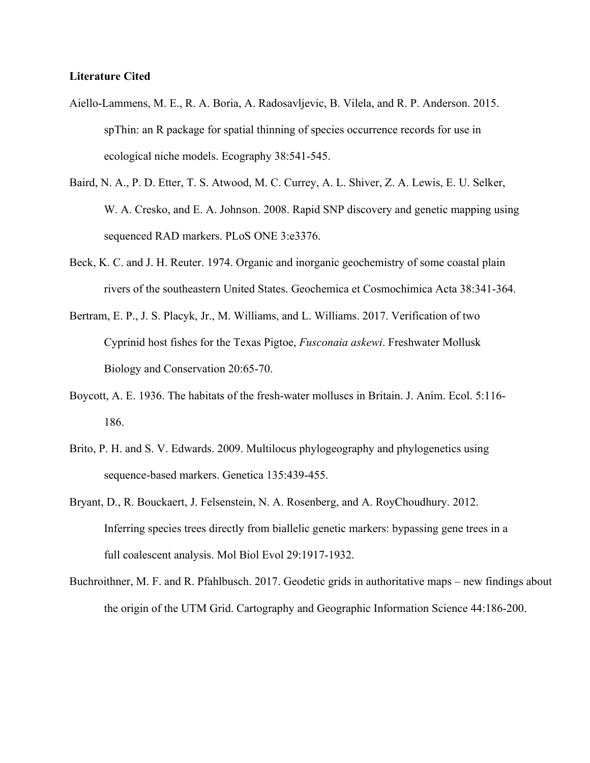**Literature Cited**

Aiello-Lammens, M. E., R. A. Boria, A. Radosavljevic, B. Vilela, and R. P. Anderson. 2015. spThin: an R package for spatial thinning of species occurrence records for use in ecological niche models. Ecography 38:541-545.

Baird, N. A., P. D. Etter, T. S. Atwood, M. C. Currey, A. L. Shiver, Z. A. Lewis, E. U. Selker, W. A. Cresko, and E. A. Johnson. 2008. Rapid SNP discovery and genetic mapping using sequenced RAD markers. PLoS ONE 3:e3376.

Beck, K. C. and J. H. Reuter. 1974. Organic and inorganic geochemistry of some coastal plain rivers of the southeastern United States. Geochemica et Cosmochimica Acta 38:341-364.

Bertram, E. P., J. S. Placyk, Jr., M. Williams, and L. Williams. 2017. Verification of two Cyprinid host fishes for the Texas Pigtoe, *Fusconaia askewi*. Freshwater Mollusk Biology and Conservation 20:65-70.

Boycott, A. E. 1936. The habitats of the fresh-water molluscs in Britain. J. Anim. Ecol. 5:116-186.

Brito, P. H. and S. V. Edwards. 2009. Multilocus phylogeography and phylogenetics using sequence-based markers. Genetica 135:439-455.

Bryant, D., R. Bouckaert, J. Felsenstein, N. A. Rosenberg, and A. RoyChoudhury. 2012. Inferring species trees directly from biallelic genetic markers: bypassing gene trees in a full coalescent analysis. Mol Biol Evol 29:1917-1932.

Buchroithner, M. F. and R. Pfahlbusch. 2017. Geodetic grids in authoritative maps – new findings about the origin of the UTM Grid. Cartography and Geographic Information Science 44:186-200.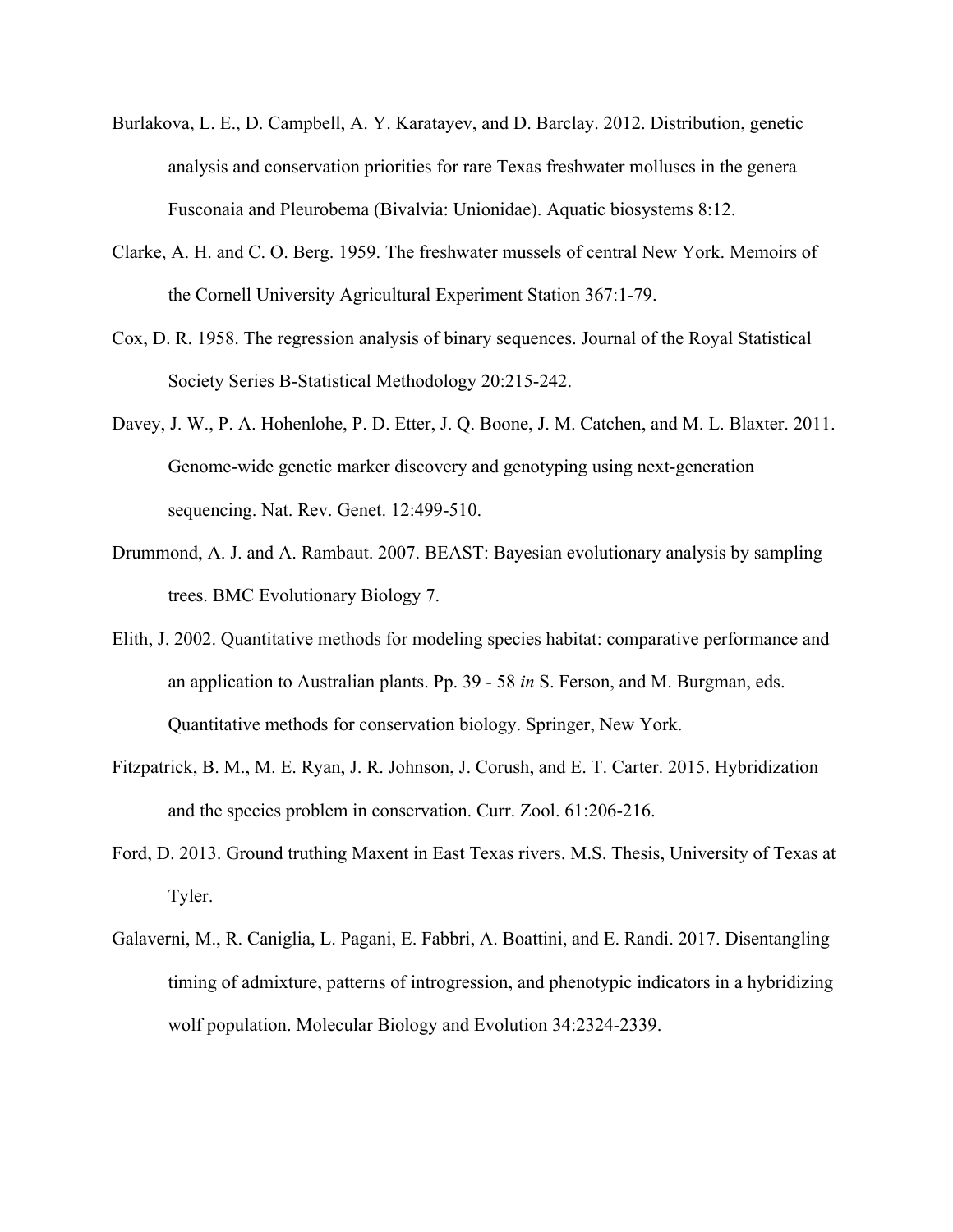Burlakova, L. E., D. Campbell, A. Y. Karatayev, and D. Barclay. 2012. Distribution, genetic analysis and conservation priorities for rare Texas freshwater molluscs in the genera Fusconaia and Pleurobema (Bivalvia: Unionidae). Aquatic biosystems 8:12.

Clarke, A. H. and C. O. Berg. 1959. The freshwater mussels of central New York. Memoirs of the Cornell University Agricultural Experiment Station 367:1-79.

Cox, D. R. 1958. The regression analysis of binary sequences. Journal of the Royal Statistical Society Series B-Statistical Methodology 20:215-242.

Davey, J. W., P. A. Hohenlohe, P. D. Etter, J. Q. Boone, J. M. Catchen, and M. L. Blaxter. 2011. Genome-wide genetic marker discovery and genotyping using next-generation sequencing. Nat. Rev. Genet. 12:499-510.

Drummond, A. J. and A. Rambaut. 2007. BEAST: Bayesian evolutionary analysis by sampling trees. BMC Evolutionary Biology 7.

Elith, J. 2002. Quantitative methods for modeling species habitat: comparative performance and an application to Australian plants. Pp. 39 - 58 *in* S. Ferson, and M. Burgman, eds. Quantitative methods for conservation biology. Springer, New York.

Fitzpatrick, B. M., M. E. Ryan, J. R. Johnson, J. Corush, and E. T. Carter. 2015. Hybridization and the species problem in conservation. Curr. Zool. 61:206-216.

Ford, D. 2013. Ground truthing Maxent in East Texas rivers. M.S. Thesis, University of Texas at Tyler.

Galaverni, M., R. Caniglia, L. Pagani, E. Fabbri, A. Boattini, and E. Randi. 2017. Disentangling timing of admixture, patterns of introgression, and phenotypic indicators in a hybridizing wolf population. Molecular Biology and Evolution 34:2324-2339.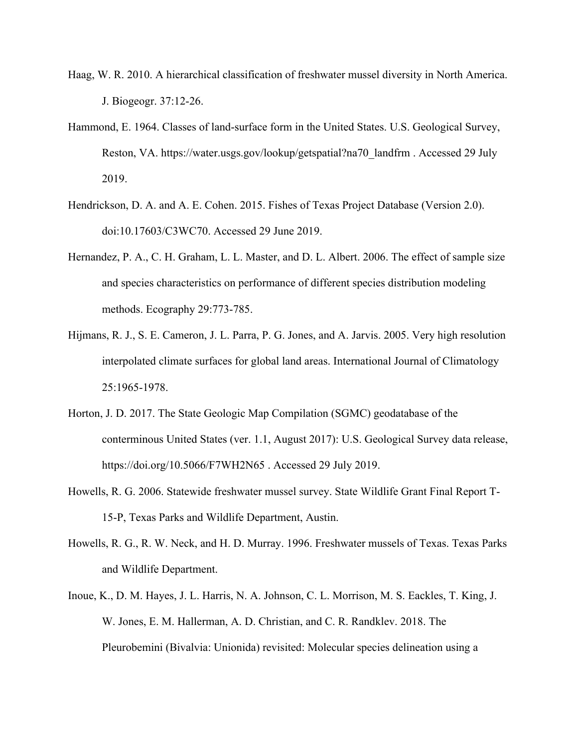Haag, W. R. 2010. A hierarchical classification of freshwater mussel diversity in North America. J. Biogeogr. 37:12-26.

Hammond, E. 1964. Classes of land-surface form in the United States. U.S. Geological Survey, Reston, VA. https://water.usgs.gov/lookup/getspatial?na70_landfrm . Accessed 29 July 2019.

Hendrickson, D. A. and A. E. Cohen. 2015. Fishes of Texas Project Database (Version 2.0). doi:10.17603/C3WC70. Accessed 29 June 2019.

Hernandez, P. A., C. H. Graham, L. L. Master, and D. L. Albert. 2006. The effect of sample size and species characteristics on performance of different species distribution modeling methods. Ecography 29:773-785.

Hijmans, R. J., S. E. Cameron, J. L. Parra, P. G. Jones, and A. Jarvis. 2005. Very high resolution interpolated climate surfaces for global land areas. International Journal of Climatology 25:1965-1978.

Horton, J. D. 2017. The State Geologic Map Compilation (SGMC) geodatabase of the conterminous United States (ver. 1.1, August 2017): U.S. Geological Survey data release, https://doi.org/10.5066/F7WH2N65 . Accessed 29 July 2019.

Howells, R. G. 2006. Statewide freshwater mussel survey. State Wildlife Grant Final Report T-15-P, Texas Parks and Wildlife Department, Austin.

Howells, R. G., R. W. Neck, and H. D. Murray. 1996. Freshwater mussels of Texas. Texas Parks and Wildlife Department.

Inoue, K., D. M. Hayes, J. L. Harris, N. A. Johnson, C. L. Morrison, M. S. Eackles, T. King, J. W. Jones, E. M. Hallerman, A. D. Christian, and C. R. Randklev. 2018. The Pleurobemini (Bivalvia: Unionida) revisited: Molecular species delineation using a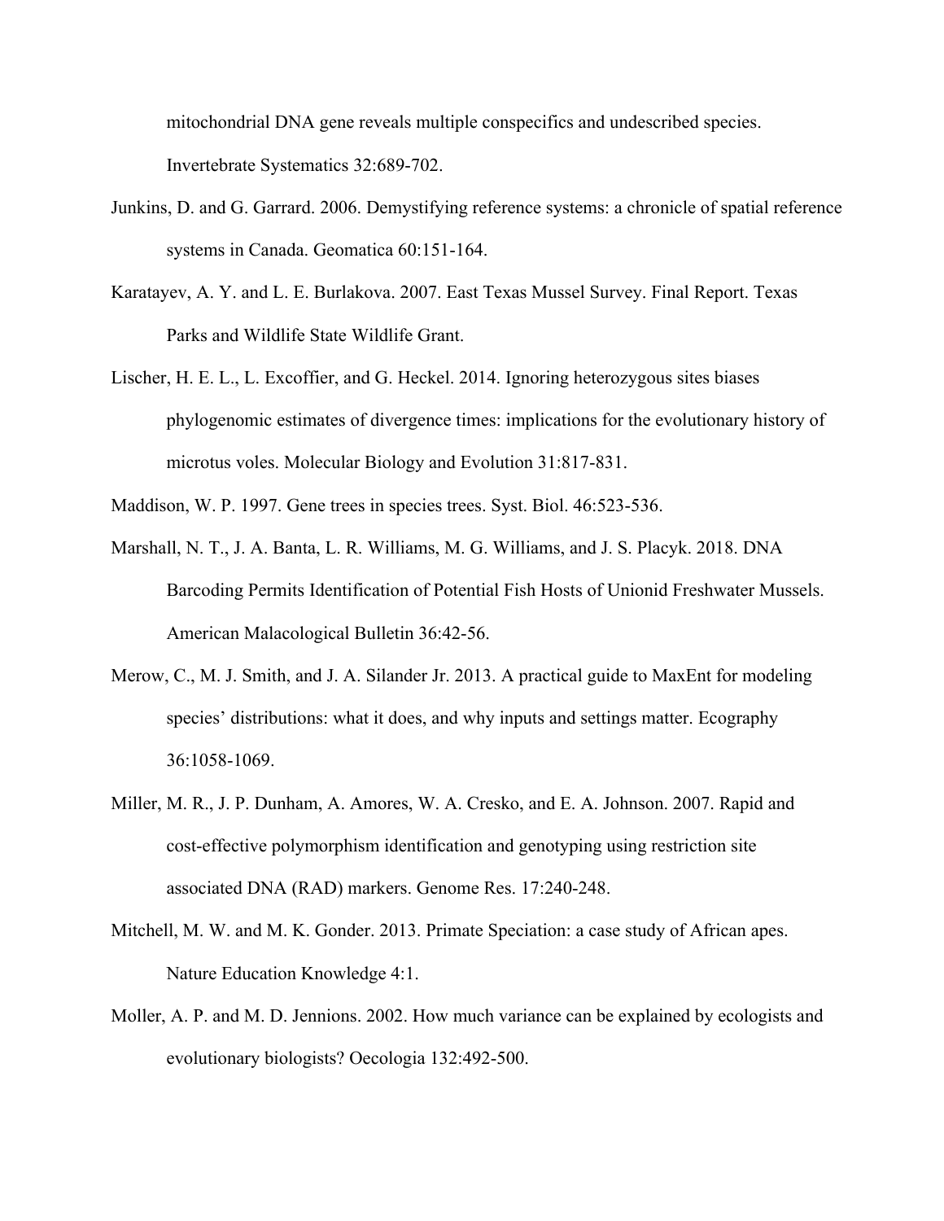mitochondrial DNA gene reveals multiple conspecifics and undescribed species. Invertebrate Systematics 32:689-702.

Junkins, D. and G. Garrard. 2006. Demystifying reference systems: a chronicle of spatial reference systems in Canada. Geomatica 60:151-164.

Karatayev, A. Y. and L. E. Burlakova. 2007. East Texas Mussel Survey. Final Report. Texas Parks and Wildlife State Wildlife Grant.

Lischer, H. E. L., L. Excoffier, and G. Heckel. 2014. Ignoring heterozygous sites biases phylogenomic estimates of divergence times: implications for the evolutionary history of microtus voles. Molecular Biology and Evolution 31:817-831.

Maddison, W. P. 1997. Gene trees in species trees. Syst. Biol. 46:523-536.

Marshall, N. T., J. A. Banta, L. R. Williams, M. G. Williams, and J. S. Placyk. 2018. DNA Barcoding Permits Identification of Potential Fish Hosts of Unionid Freshwater Mussels. American Malacological Bulletin 36:42-56.

Merow, C., M. J. Smith, and J. A. Silander Jr. 2013. A practical guide to MaxEnt for modeling species' distributions: what it does, and why inputs and settings matter. Ecography 36:1058-1069.

Miller, M. R., J. P. Dunham, A. Amores, W. A. Cresko, and E. A. Johnson. 2007. Rapid and cost-effective polymorphism identification and genotyping using restriction site associated DNA (RAD) markers. Genome Res. 17:240-248.

Mitchell, M. W. and M. K. Gonder. 2013. Primate Speciation: a case study of African apes. Nature Education Knowledge 4:1.

Moller, A. P. and M. D. Jennions. 2002. How much variance can be explained by ecologists and evolutionary biologists? Oecologia 132:492-500.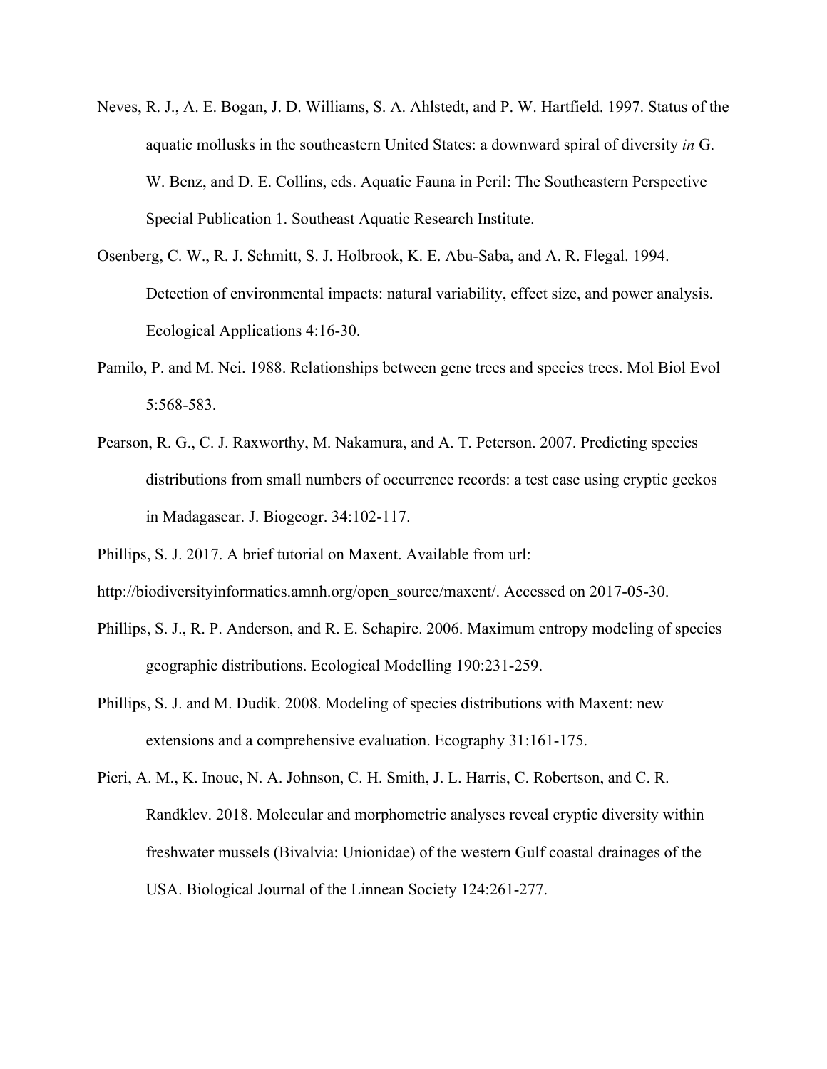Neves, R. J., A. E. Bogan, J. D. Williams, S. A. Ahlstedt, and P. W. Hartfield. 1997. Status of the aquatic mollusks in the southeastern United States: a downward spiral of diversity *in* G. W. Benz, and D. E. Collins, eds. Aquatic Fauna in Peril: The Southeastern Perspective Special Publication 1. Southeast Aquatic Research Institute.

Osenberg, C. W., R. J. Schmitt, S. J. Holbrook, K. E. Abu-Saba, and A. R. Flegal. 1994. Detection of environmental impacts: natural variability, effect size, and power analysis. Ecological Applications 4:16-30.

Pamilo, P. and M. Nei. 1988. Relationships between gene trees and species trees. Mol Biol Evol 5:568-583.

Pearson, R. G., C. J. Raxworthy, M. Nakamura, and A. T. Peterson. 2007. Predicting species distributions from small numbers of occurrence records: a test case using cryptic geckos in Madagascar. J. Biogeogr. 34:102-117.

Phillips, S. J. 2017. A brief tutorial on Maxent. Available from url:

http://biodiversityinformatics.amnh.org/open_source/maxent/. Accessed on 2017-05-30.

Phillips, S. J., R. P. Anderson, and R. E. Schapire. 2006. Maximum entropy modeling of species geographic distributions. Ecological Modelling 190:231-259.

Phillips, S. J. and M. Dudik. 2008. Modeling of species distributions with Maxent: new extensions and a comprehensive evaluation. Ecography 31:161-175.

Pieri, A. M., K. Inoue, N. A. Johnson, C. H. Smith, J. L. Harris, C. Robertson, and C. R. Randklev. 2018. Molecular and morphometric analyses reveal cryptic diversity within freshwater mussels (Bivalvia: Unionidae) of the western Gulf coastal drainages of the USA. Biological Journal of the Linnean Society 124:261-277.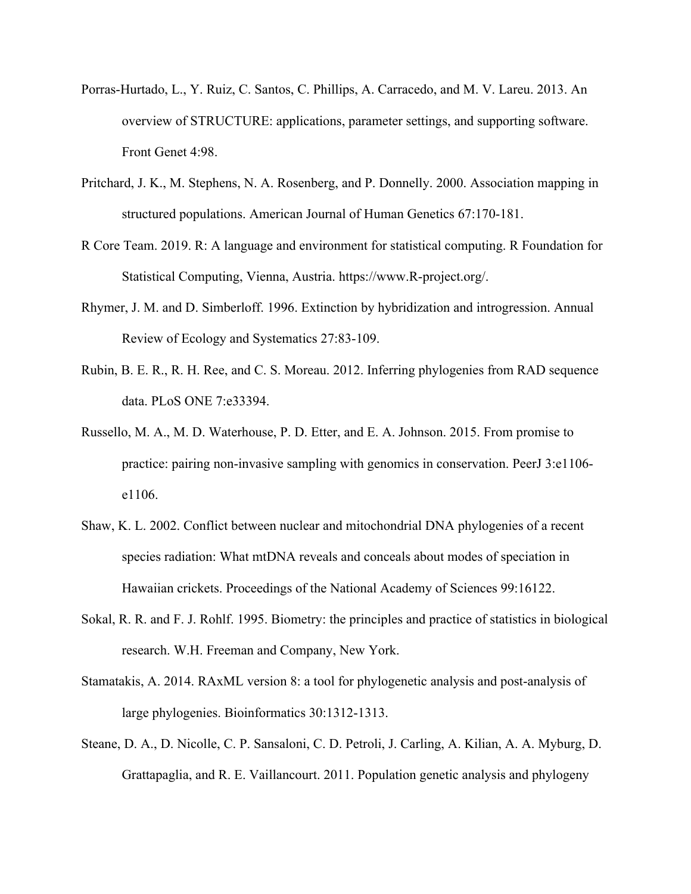Porras-Hurtado, L., Y. Ruiz, C. Santos, C. Phillips, A. Carracedo, and M. V. Lareu. 2013. An overview of STRUCTURE: applications, parameter settings, and supporting software. Front Genet 4:98.

Pritchard, J. K., M. Stephens, N. A. Rosenberg, and P. Donnelly. 2000. Association mapping in structured populations. American Journal of Human Genetics 67:170-181.

R Core Team. 2019. R: A language and environment for statistical computing. R Foundation for Statistical Computing, Vienna, Austria. https://www.R-project.org/.

Rhymer, J. M. and D. Simberloff. 1996. Extinction by hybridization and introgression. Annual Review of Ecology and Systematics 27:83-109.

Rubin, B. E. R., R. H. Ree, and C. S. Moreau. 2012. Inferring phylogenies from RAD sequence data. PLoS ONE 7:e33394.

Russello, M. A., M. D. Waterhouse, P. D. Etter, and E. A. Johnson. 2015. From promise to practice: pairing non-invasive sampling with genomics in conservation. PeerJ 3:e1106-e1106.

Shaw, K. L. 2002. Conflict between nuclear and mitochondrial DNA phylogenies of a recent species radiation: What mtDNA reveals and conceals about modes of speciation in Hawaiian crickets. Proceedings of the National Academy of Sciences 99:16122.

Sokal, R. R. and F. J. Rohlf. 1995. Biometry: the principles and practice of statistics in biological research. W.H. Freeman and Company, New York.

Stamatakis, A. 2014. RAxML version 8: a tool for phylogenetic analysis and post-analysis of large phylogenies. Bioinformatics 30:1312-1313.

Steane, D. A., D. Nicolle, C. P. Sansaloni, C. D. Petroli, J. Carling, A. Kilian, A. A. Myburg, D. Grattapaglia, and R. E. Vaillancourt. 2011. Population genetic analysis and phylogeny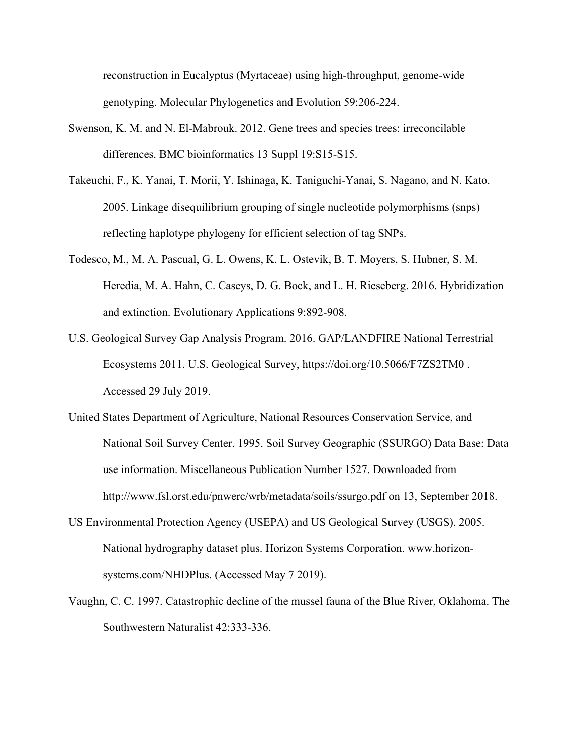reconstruction in Eucalyptus (Myrtaceae) using high-throughput, genome-wide genotyping. Molecular Phylogenetics and Evolution 59:206-224.

Swenson, K. M. and N. El-Mabrouk. 2012. Gene trees and species trees: irreconcilable differences. BMC bioinformatics 13 Suppl 19:S15-S15.

Takeuchi, F., K. Yanai, T. Morii, Y. Ishinaga, K. Taniguchi-Yanai, S. Nagano, and N. Kato. 2005. Linkage disequilibrium grouping of single nucleotide polymorphisms (snps) reflecting haplotype phylogeny for efficient selection of tag SNPs.

Todesco, M., M. A. Pascual, G. L. Owens, K. L. Ostevik, B. T. Moyers, S. Hubner, S. M. Heredia, M. A. Hahn, C. Caseys, D. G. Bock, and L. H. Rieseberg. 2016. Hybridization and extinction. Evolutionary Applications 9:892-908.

U.S. Geological Survey Gap Analysis Program. 2016. GAP/LANDFIRE National Terrestrial Ecosystems 2011. U.S. Geological Survey, https://doi.org/10.5066/F7ZS2TM0 . Accessed 29 July 2019.

United States Department of Agriculture, National Resources Conservation Service, and National Soil Survey Center. 1995. Soil Survey Geographic (SSURGO) Data Base: Data use information. Miscellaneous Publication Number 1527. Downloaded from http://www.fsl.orst.edu/pnwerc/wrb/metadata/soils/ssurgo.pdf on 13, September 2018.

US Environmental Protection Agency (USEPA) and US Geological Survey (USGS). 2005. National hydrography dataset plus. Horizon Systems Corporation. www.horizon-systems.com/NHDPlus. (Accessed May 7 2019).

Vaughn, C. C. 1997. Catastrophic decline of the mussel fauna of the Blue River, Oklahoma. The Southwestern Naturalist 42:333-336.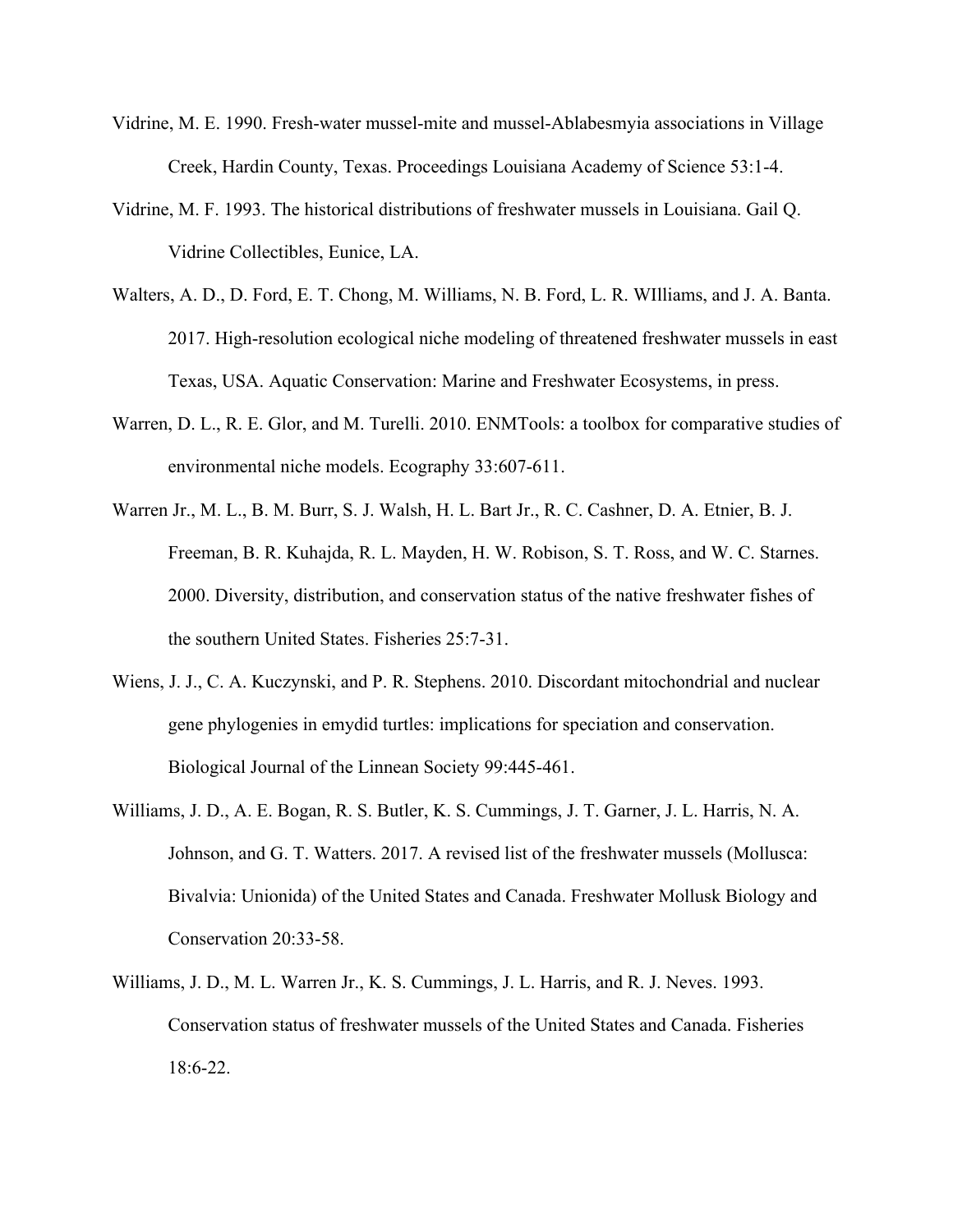Vidrine, M. E. 1990. Fresh-water mussel-mite and mussel-Ablabesmyia associations in Village Creek, Hardin County, Texas. Proceedings Louisiana Academy of Science 53:1-4.

Vidrine, M. F. 1993. The historical distributions of freshwater mussels in Louisiana. Gail Q. Vidrine Collectibles, Eunice, LA.

Walters, A. D., D. Ford, E. T. Chong, M. Williams, N. B. Ford, L. R. WIlliams, and J. A. Banta. 2017. High-resolution ecological niche modeling of threatened freshwater mussels in east Texas, USA. Aquatic Conservation: Marine and Freshwater Ecosystems, in press.

Warren, D. L., R. E. Glor, and M. Turelli. 2010. ENMTools: a toolbox for comparative studies of environmental niche models. Ecography 33:607-611.

Warren Jr., M. L., B. M. Burr, S. J. Walsh, H. L. Bart Jr., R. C. Cashner, D. A. Etnier, B. J. Freeman, B. R. Kuhajda, R. L. Mayden, H. W. Robison, S. T. Ross, and W. C. Starnes. 2000. Diversity, distribution, and conservation status of the native freshwater fishes of the southern United States. Fisheries 25:7-31.

Wiens, J. J., C. A. Kuczynski, and P. R. Stephens. 2010. Discordant mitochondrial and nuclear gene phylogenies in emydid turtles: implications for speciation and conservation. Biological Journal of the Linnean Society 99:445-461.

Williams, J. D., A. E. Bogan, R. S. Butler, K. S. Cummings, J. T. Garner, J. L. Harris, N. A. Johnson, and G. T. Watters. 2017. A revised list of the freshwater mussels (Mollusca: Bivalvia: Unionida) of the United States and Canada. Freshwater Mollusk Biology and Conservation 20:33-58.

Williams, J. D., M. L. Warren Jr., K. S. Cummings, J. L. Harris, and R. J. Neves. 1993. Conservation status of freshwater mussels of the United States and Canada. Fisheries 18:6-22.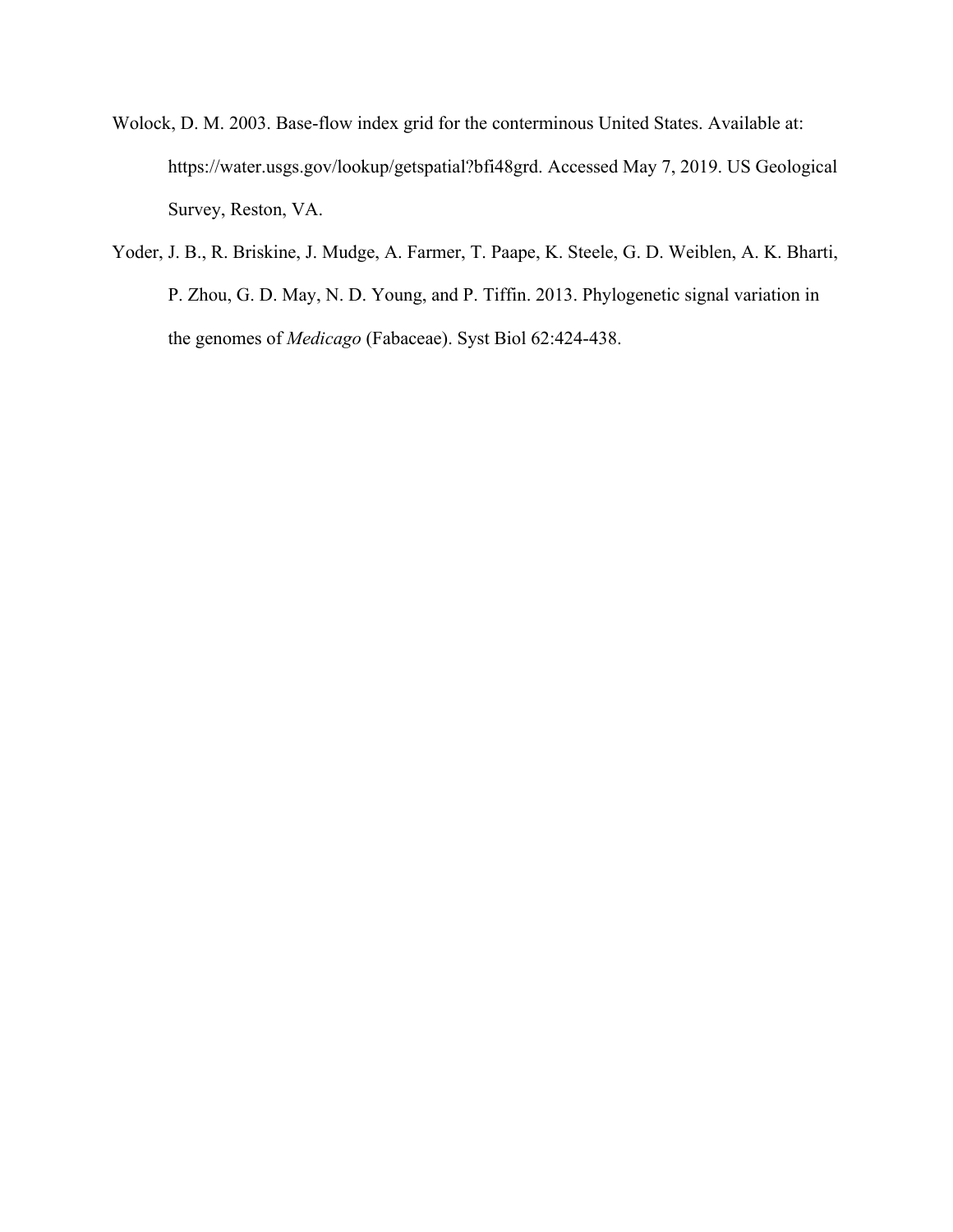Wolock, D. M. 2003. Base-flow index grid for the conterminous United States. Available at: https://water.usgs.gov/lookup/getspatial?bfi48grd. Accessed May 7, 2019. US Geological Survey, Reston, VA.

Yoder, J. B., R. Briskine, J. Mudge, A. Farmer, T. Paape, K. Steele, G. D. Weiblen, A. K. Bharti, P. Zhou, G. D. May, N. D. Young, and P. Tiffin. 2013. Phylogenetic signal variation in the genomes of *Medicago* (Fabaceae). Syst Biol 62:424-438.